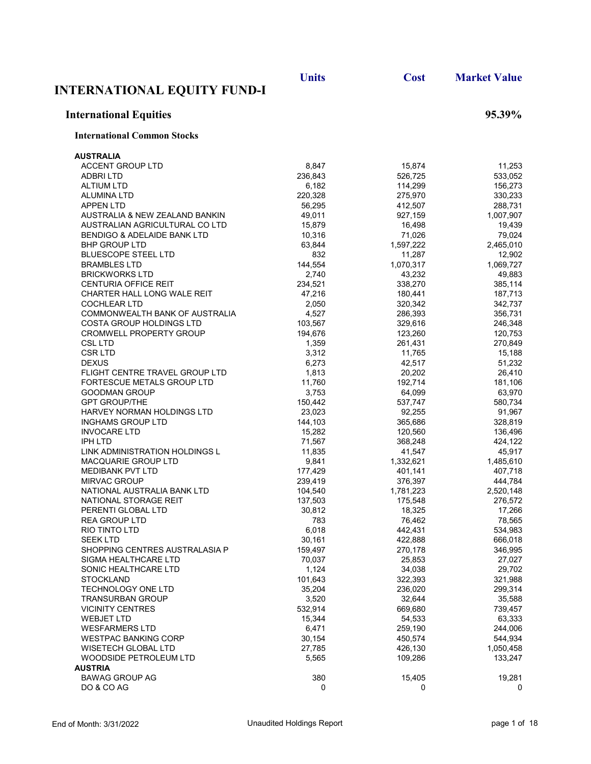# INTERNATIONAL EQUITY FUND-I

## International Equities — 95.39%

### International Common Stocks

| | Units | Cost | Market Value |
|---|---|---|---|
| **AUSTRALIA** | | | |
| ACCENT GROUP LTD | 8,847 | 15,874 | 11,253 |
| ADBRI LTD | 236,843 | 526,725 | 533,052 |
| ALTIUM LTD | 6,182 | 114,299 | 156,273 |
| ALUMINA LTD | 220,328 | 275,970 | 330,233 |
| APPEN LTD | 56,295 | 412,507 | 288,731 |
| AUSTRALIA & NEW ZEALAND BANKIN | 49,011 | 927,159 | 1,007,907 |
| AUSTRALIAN AGRICULTURAL CO LTD | 15,879 | 16,498 | 19,439 |
| BENDIGO & ADELAIDE BANK LTD | 10,316 | 71,026 | 79,024 |
| BHP GROUP LTD | 63,844 | 1,597,222 | 2,465,010 |
| BLUESCOPE STEEL LTD | 832 | 11,287 | 12,902 |
| BRAMBLES LTD | 144,554 | 1,070,317 | 1,069,727 |
| BRICKWORKS LTD | 2,740 | 43,232 | 49,883 |
| CENTURIA OFFICE REIT | 234,521 | 338,270 | 385,114 |
| CHARTER HALL LONG WALE REIT | 47,216 | 180,441 | 187,713 |
| COCHLEAR LTD | 2,050 | 320,342 | 342,737 |
| COMMONWEALTH BANK OF AUSTRALIA | 4,527 | 286,393 | 356,731 |
| COSTA GROUP HOLDINGS LTD | 103,567 | 329,616 | 246,348 |
| CROMWELL PROPERTY GROUP | 194,676 | 123,260 | 120,753 |
| CSL LTD | 1,359 | 261,431 | 270,849 |
| CSR LTD | 3,312 | 11,765 | 15,188 |
| DEXUS | 6,273 | 42,517 | 51,232 |
| FLIGHT CENTRE TRAVEL GROUP LTD | 1,813 | 20,202 | 26,410 |
| FORTESCUE METALS GROUP LTD | 11,760 | 192,714 | 181,106 |
| GOODMAN GROUP | 3,753 | 64,099 | 63,970 |
| GPT GROUP/THE | 150,442 | 537,747 | 580,734 |
| HARVEY NORMAN HOLDINGS LTD | 23,023 | 92,255 | 91,967 |
| INGHAMS GROUP LTD | 144,103 | 365,686 | 328,819 |
| INVOCARE LTD | 15,282 | 120,560 | 136,496 |
| IPH LTD | 71,567 | 368,248 | 424,122 |
| LINK ADMINISTRATION HOLDINGS L | 11,835 | 41,547 | 45,917 |
| MACQUARIE GROUP LTD | 9,841 | 1,332,621 | 1,485,610 |
| MEDIBANK PVT LTD | 177,429 | 401,141 | 407,718 |
| MIRVAC GROUP | 239,419 | 376,397 | 444,784 |
| NATIONAL AUSTRALIA BANK LTD | 104,540 | 1,781,223 | 2,520,148 |
| NATIONAL STORAGE REIT | 137,503 | 175,548 | 276,572 |
| PERENTI GLOBAL LTD | 30,812 | 18,325 | 17,266 |
| REA GROUP LTD | 783 | 76,462 | 78,565 |
| RIO TINTO LTD | 6,018 | 442,431 | 534,983 |
| SEEK LTD | 30,161 | 422,888 | 666,018 |
| SHOPPING CENTRES AUSTRALASIA P | 159,497 | 270,178 | 346,995 |
| SIGMA HEALTHCARE LTD | 70,037 | 25,853 | 27,027 |
| SONIC HEALTHCARE LTD | 1,124 | 34,038 | 29,702 |
| STOCKLAND | 101,643 | 322,393 | 321,988 |
| TECHNOLOGY ONE LTD | 35,204 | 236,020 | 299,314 |
| TRANSURBAN GROUP | 3,520 | 32,644 | 35,588 |
| VICINITY CENTRES | 532,914 | 669,680 | 739,457 |
| WEBJET LTD | 15,344 | 54,533 | 63,333 |
| WESFARMERS LTD | 6,471 | 259,190 | 244,006 |
| WESTPAC BANKING CORP | 30,154 | 450,574 | 544,934 |
| WISETECH GLOBAL LTD | 27,785 | 426,130 | 1,050,458 |
| WOODSIDE PETROLEUM LTD | 5,565 | 109,286 | 133,247 |
| **AUSTRIA** | | | |
| BAWAG GROUP AG | 380 | 15,405 | 19,281 |
| DO & CO AG | 0 | 0 | 0 |

End of Month: 3/31/2022 — Unaudited Holdings Report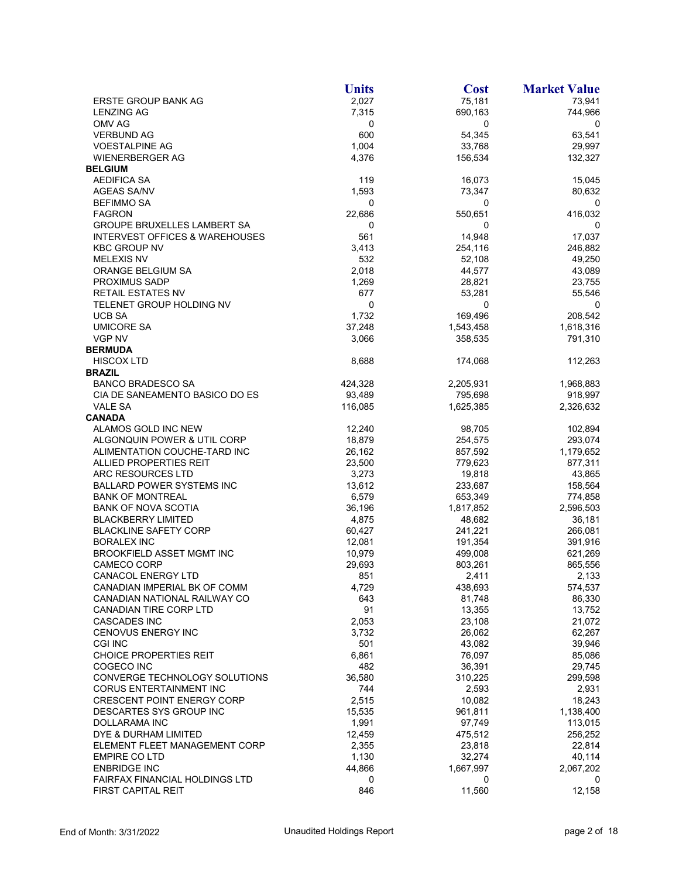| | Units | Cost | Market Value |
|---|---|---|---|
| ERSTE GROUP BANK AG | 2,027 | 75,181 | 73,941 |
| LENZING AG | 7,315 | 690,163 | 744,966 |
| OMV AG | 0 | 0 | 0 |
| VERBUND AG | 600 | 54,345 | 63,541 |
| VOESTALPINE AG | 1,004 | 33,768 | 29,997 |
| WIENERBERGER AG | 4,376 | 156,534 | 132,327 |
| **BELGIUM** | | | |
| AEDIFICA SA | 119 | 16,073 | 15,045 |
| AGEAS SA/NV | 1,593 | 73,347 | 80,632 |
| BEFIMMO SA | 0 | 0 | 0 |
| FAGRON | 22,686 | 550,651 | 416,032 |
| GROUPE BRUXELLES LAMBERT SA | 0 | 0 | 0 |
| INTERVEST OFFICES & WAREHOUSES | 561 | 14,948 | 17,037 |
| KBC GROUP NV | 3,413 | 254,116 | 246,882 |
| MELEXIS NV | 532 | 52,108 | 49,250 |
| ORANGE BELGIUM SA | 2,018 | 44,577 | 43,089 |
| PROXIMUS SADP | 1,269 | 28,821 | 23,755 |
| RETAIL ESTATES NV | 677 | 53,281 | 55,546 |
| TELENET GROUP HOLDING NV | 0 | 0 | 0 |
| UCB SA | 1,732 | 169,496 | 208,542 |
| UMICORE SA | 37,248 | 1,543,458 | 1,618,316 |
| VGP NV | 3,066 | 358,535 | 791,310 |
| **BERMUDA** | | | |
| HISCOX LTD | 8,688 | 174,068 | 112,263 |
| **BRAZIL** | | | |
| BANCO BRADESCO SA | 424,328 | 2,205,931 | 1,968,883 |
| CIA DE SANEAMENTO BASICO DO ES | 93,489 | 795,698 | 918,997 |
| VALE SA | 116,085 | 1,625,385 | 2,326,632 |
| **CANADA** | | | |
| ALAMOS GOLD INC NEW | 12,240 | 98,705 | 102,894 |
| ALGONQUIN POWER & UTIL CORP | 18,879 | 254,575 | 293,074 |
| ALIMENTATION COUCHE-TARD INC | 26,162 | 857,592 | 1,179,652 |
| ALLIED PROPERTIES REIT | 23,500 | 779,623 | 877,311 |
| ARC RESOURCES LTD | 3,273 | 19,818 | 43,865 |
| BALLARD POWER SYSTEMS INC | 13,612 | 233,687 | 158,564 |
| BANK OF MONTREAL | 6,579 | 653,349 | 774,858 |
| BANK OF NOVA SCOTIA | 36,196 | 1,817,852 | 2,596,503 |
| BLACKBERRY LIMITED | 4,875 | 48,682 | 36,181 |
| BLACKLINE SAFETY CORP | 60,427 | 241,221 | 266,081 |
| BORALEX INC | 12,081 | 191,354 | 391,916 |
| BROOKFIELD ASSET MGMT INC | 10,979 | 499,008 | 621,269 |
| CAMECO CORP | 29,693 | 803,261 | 865,556 |
| CANACOL ENERGY LTD | 851 | 2,411 | 2,133 |
| CANADIAN IMPERIAL BK OF COMM | 4,729 | 438,693 | 574,537 |
| CANADIAN NATIONAL RAILWAY CO | 643 | 81,748 | 86,330 |
| CANADIAN TIRE CORP LTD | 91 | 13,355 | 13,752 |
| CASCADES INC | 2,053 | 23,108 | 21,072 |
| CENOVUS ENERGY INC | 3,732 | 26,062 | 62,267 |
| CGI INC | 501 | 43,082 | 39,946 |
| CHOICE PROPERTIES REIT | 6,861 | 76,097 | 85,086 |
| COGECO INC | 482 | 36,391 | 29,745 |
| CONVERGE TECHNOLOGY SOLUTIONS | 36,580 | 310,225 | 299,598 |
| CORUS ENTERTAINMENT INC | 744 | 2,593 | 2,931 |
| CRESCENT POINT ENERGY CORP | 2,515 | 10,082 | 18,243 |
| DESCARTES SYS GROUP INC | 15,535 | 961,811 | 1,138,400 |
| DOLLARAMA INC | 1,991 | 97,749 | 113,015 |
| DYE & DURHAM LIMITED | 12,459 | 475,512 | 256,252 |
| ELEMENT FLEET MANAGEMENT CORP | 2,355 | 23,818 | 22,814 |
| EMPIRE CO LTD | 1,130 | 32,274 | 40,114 |
| ENBRIDGE INC | 44,866 | 1,667,997 | 2,067,202 |
| FAIRFAX FINANCIAL HOLDINGS LTD | 0 | 0 | 0 |
| FIRST CAPITAL REIT | 846 | 11,560 | 12,158 |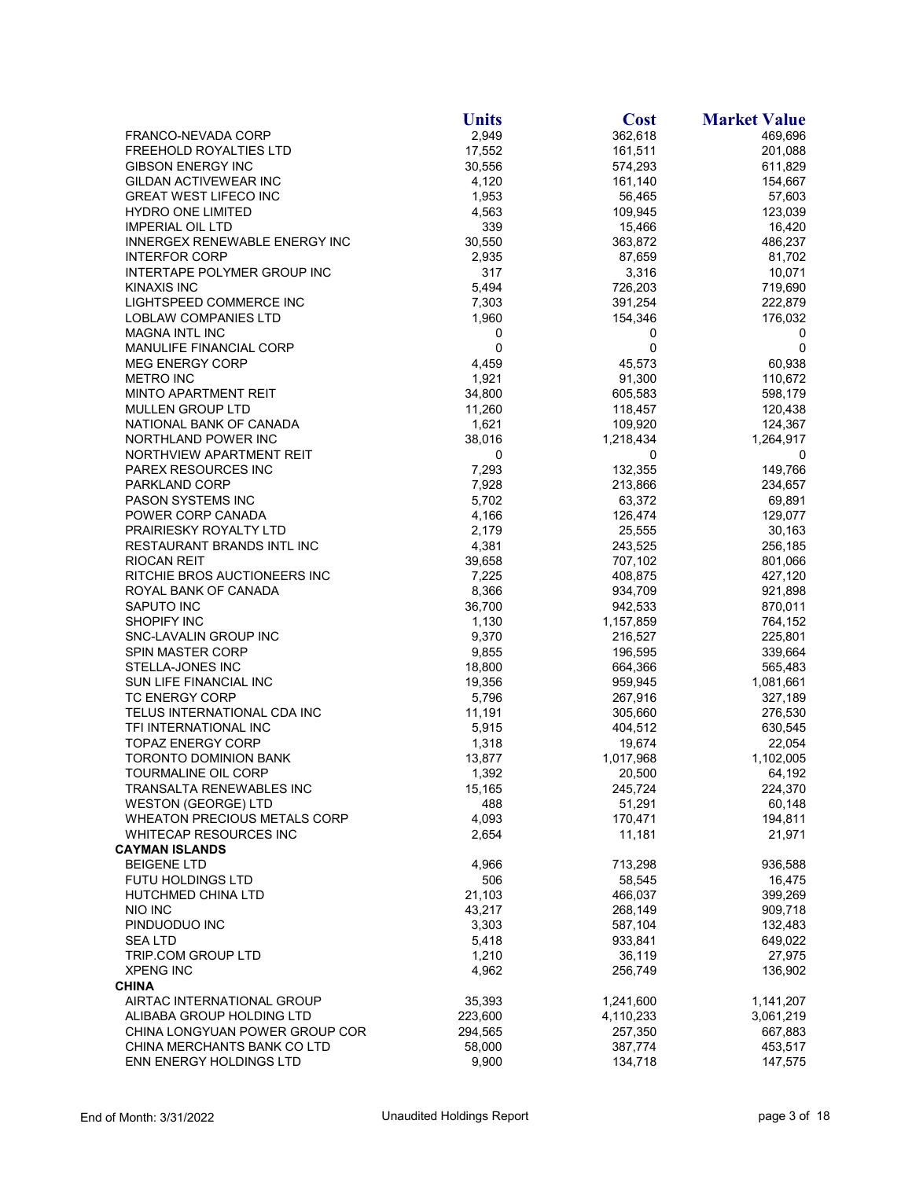| | Units | Cost | Market Value |
|---|---|---|---|
| FRANCO-NEVADA CORP | 2,949 | 362,618 | 469,696 |
| FREEHOLD ROYALTIES LTD | 17,552 | 161,511 | 201,088 |
| GIBSON ENERGY INC | 30,556 | 574,293 | 611,829 |
| GILDAN ACTIVEWEAR INC | 4,120 | 161,140 | 154,667 |
| GREAT WEST LIFECO INC | 1,953 | 56,465 | 57,603 |
| HYDRO ONE LIMITED | 4,563 | 109,945 | 123,039 |
| IMPERIAL OIL LTD | 339 | 15,466 | 16,420 |
| INNERGEX RENEWABLE ENERGY INC | 30,550 | 363,872 | 486,237 |
| INTERFOR CORP | 2,935 | 87,659 | 81,702 |
| INTERTAPE POLYMER GROUP INC | 317 | 3,316 | 10,071 |
| KINAXIS INC | 5,494 | 726,203 | 719,690 |
| LIGHTSPEED COMMERCE INC | 7,303 | 391,254 | 222,879 |
| LOBLAW COMPANIES LTD | 1,960 | 154,346 | 176,032 |
| MAGNA INTL INC | 0 | 0 | 0 |
| MANULIFE FINANCIAL CORP | 0 | 0 | 0 |
| MEG ENERGY CORP | 4,459 | 45,573 | 60,938 |
| METRO INC | 1,921 | 91,300 | 110,672 |
| MINTO APARTMENT REIT | 34,800 | 605,583 | 598,179 |
| MULLEN GROUP LTD | 11,260 | 118,457 | 120,438 |
| NATIONAL BANK OF CANADA | 1,621 | 109,920 | 124,367 |
| NORTHLAND POWER INC | 38,016 | 1,218,434 | 1,264,917 |
| NORTHVIEW APARTMENT REIT | 0 | 0 | 0 |
| PAREX RESOURCES INC | 7,293 | 132,355 | 149,766 |
| PARKLAND CORP | 7,928 | 213,866 | 234,657 |
| PASON SYSTEMS INC | 5,702 | 63,372 | 69,891 |
| POWER CORP CANADA | 4,166 | 126,474 | 129,077 |
| PRAIRIESKY ROYALTY LTD | 2,179 | 25,555 | 30,163 |
| RESTAURANT BRANDS INTL INC | 4,381 | 243,525 | 256,185 |
| RIOCAN REIT | 39,658 | 707,102 | 801,066 |
| RITCHIE BROS AUCTIONEERS INC | 7,225 | 408,875 | 427,120 |
| ROYAL BANK OF CANADA | 8,366 | 934,709 | 921,898 |
| SAPUTO INC | 36,700 | 942,533 | 870,011 |
| SHOPIFY INC | 1,130 | 1,157,859 | 764,152 |
| SNC-LAVALIN GROUP INC | 9,370 | 216,527 | 225,801 |
| SPIN MASTER CORP | 9,855 | 196,595 | 339,664 |
| STELLA-JONES INC | 18,800 | 664,366 | 565,483 |
| SUN LIFE FINANCIAL INC | 19,356 | 959,945 | 1,081,661 |
| TC ENERGY CORP | 5,796 | 267,916 | 327,189 |
| TELUS INTERNATIONAL CDA INC | 11,191 | 305,660 | 276,530 |
| TFI INTERNATIONAL INC | 5,915 | 404,512 | 630,545 |
| TOPAZ ENERGY CORP | 1,318 | 19,674 | 22,054 |
| TORONTO DOMINION BANK | 13,877 | 1,017,968 | 1,102,005 |
| TOURMALINE OIL CORP | 1,392 | 20,500 | 64,192 |
| TRANSALTA RENEWABLES INC | 15,165 | 245,724 | 224,370 |
| WESTON (GEORGE) LTD | 488 | 51,291 | 60,148 |
| WHEATON PRECIOUS METALS CORP | 4,093 | 170,471 | 194,811 |
| WHITECAP RESOURCES INC | 2,654 | 11,181 | 21,971 |
| **CAYMAN ISLANDS** | | | |
| BEIGENE LTD | 4,966 | 713,298 | 936,588 |
| FUTU HOLDINGS LTD | 506 | 58,545 | 16,475 |
| HUTCHMED CHINA LTD | 21,103 | 466,037 | 399,269 |
| NIO INC | 43,217 | 268,149 | 909,718 |
| PINDUODUO INC | 3,303 | 587,104 | 132,483 |
| SEA LTD | 5,418 | 933,841 | 649,022 |
| TRIP.COM GROUP LTD | 1,210 | 36,119 | 27,975 |
| XPENG INC | 4,962 | 256,749 | 136,902 |
| **CHINA** | | | |
| AIRTAC INTERNATIONAL GROUP | 35,393 | 1,241,600 | 1,141,207 |
| ALIBABA GROUP HOLDING LTD | 223,600 | 4,110,233 | 3,061,219 |
| CHINA LONGYUAN POWER GROUP COR | 294,565 | 257,350 | 667,883 |
| CHINA MERCHANTS BANK CO LTD | 58,000 | 387,774 | 453,517 |
| ENN ENERGY HOLDINGS LTD | 9,900 | 134,718 | 147,575 |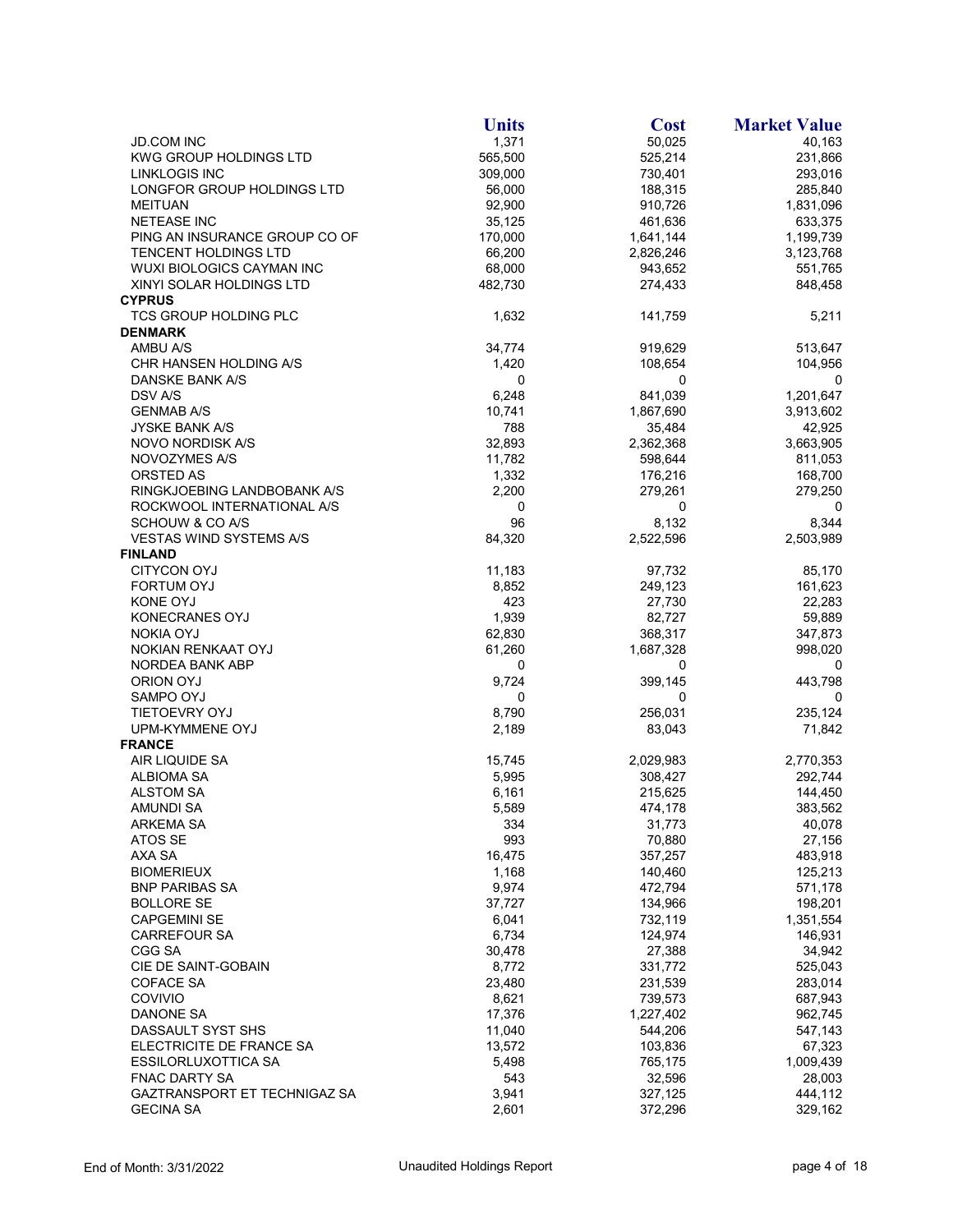| | Units | Cost | Market Value |
|---|---|---|---|
| JD.COM INC | 1,371 | 50,025 | 40,163 |
| KWG GROUP HOLDINGS LTD | 565,500 | 525,214 | 231,866 |
| LINKLOGIS INC | 309,000 | 730,401 | 293,016 |
| LONGFOR GROUP HOLDINGS LTD | 56,000 | 188,315 | 285,840 |
| MEITUAN | 92,900 | 910,726 | 1,831,096 |
| NETEASE INC | 35,125 | 461,636 | 633,375 |
| PING AN INSURANCE GROUP CO OF | 170,000 | 1,641,144 | 1,199,739 |
| TENCENT HOLDINGS LTD | 66,200 | 2,826,246 | 3,123,768 |
| WUXI BIOLOGICS CAYMAN INC | 68,000 | 943,652 | 551,765 |
| XINYI SOLAR HOLDINGS LTD | 482,730 | 274,433 | 848,458 |
| **CYPRUS** | | | |
| TCS GROUP HOLDING PLC | 1,632 | 141,759 | 5,211 |
| **DENMARK** | | | |
| AMBU A/S | 34,774 | 919,629 | 513,647 |
| CHR HANSEN HOLDING A/S | 1,420 | 108,654 | 104,956 |
| DANSKE BANK A/S | 0 | 0 | 0 |
| DSV A/S | 6,248 | 841,039 | 1,201,647 |
| GENMAB A/S | 10,741 | 1,867,690 | 3,913,602 |
| JYSKE BANK A/S | 788 | 35,484 | 42,925 |
| NOVO NORDISK A/S | 32,893 | 2,362,368 | 3,663,905 |
| NOVOZYMES A/S | 11,782 | 598,644 | 811,053 |
| ORSTED AS | 1,332 | 176,216 | 168,700 |
| RINGKJOEBING LANDBOBANK A/S | 2,200 | 279,261 | 279,250 |
| ROCKWOOL INTERNATIONAL A/S | 0 | 0 | 0 |
| SCHOUW & CO A/S | 96 | 8,132 | 8,344 |
| VESTAS WIND SYSTEMS A/S | 84,320 | 2,522,596 | 2,503,989 |
| **FINLAND** | | | |
| CITYCON OYJ | 11,183 | 97,732 | 85,170 |
| FORTUM OYJ | 8,852 | 249,123 | 161,623 |
| KONE OYJ | 423 | 27,730 | 22,283 |
| KONECRANES OYJ | 1,939 | 82,727 | 59,889 |
| NOKIA OYJ | 62,830 | 368,317 | 347,873 |
| NOKIAN RENKAAT OYJ | 61,260 | 1,687,328 | 998,020 |
| NORDEA BANK ABP | 0 | 0 | 0 |
| ORION OYJ | 9,724 | 399,145 | 443,798 |
| SAMPO OYJ | 0 | 0 | 0 |
| TIETOEVRY OYJ | 8,790 | 256,031 | 235,124 |
| UPM-KYMMENE OYJ | 2,189 | 83,043 | 71,842 |
| **FRANCE** | | | |
| AIR LIQUIDE SA | 15,745 | 2,029,983 | 2,770,353 |
| ALBIOMA SA | 5,995 | 308,427 | 292,744 |
| ALSTOM SA | 6,161 | 215,625 | 144,450 |
| AMUNDI SA | 5,589 | 474,178 | 383,562 |
| ARKEMA SA | 334 | 31,773 | 40,078 |
| ATOS SE | 993 | 70,880 | 27,156 |
| AXA SA | 16,475 | 357,257 | 483,918 |
| BIOMERIEUX | 1,168 | 140,460 | 125,213 |
| BNP PARIBAS SA | 9,974 | 472,794 | 571,178 |
| BOLLORE SE | 37,727 | 134,966 | 198,201 |
| CAPGEMINI SE | 6,041 | 732,119 | 1,351,554 |
| CARREFOUR SA | 6,734 | 124,974 | 146,931 |
| CGG SA | 30,478 | 27,388 | 34,942 |
| CIE DE SAINT-GOBAIN | 8,772 | 331,772 | 525,043 |
| COFACE SA | 23,480 | 231,539 | 283,014 |
| COVIVIO | 8,621 | 739,573 | 687,943 |
| DANONE SA | 17,376 | 1,227,402 | 962,745 |
| DASSAULT SYST SHS | 11,040 | 544,206 | 547,143 |
| ELECTRICITE DE FRANCE SA | 13,572 | 103,836 | 67,323 |
| ESSILORLUXOTTICA SA | 5,498 | 765,175 | 1,009,439 |
| FNAC DARTY SA | 543 | 32,596 | 28,003 |
| GAZTRANSPORT ET TECHNIGAZ SA | 3,941 | 327,125 | 444,112 |
| GECINA SA | 2,601 | 372,296 | 329,162 |

End of Month: 3/31/2022 Unaudited Holdings Report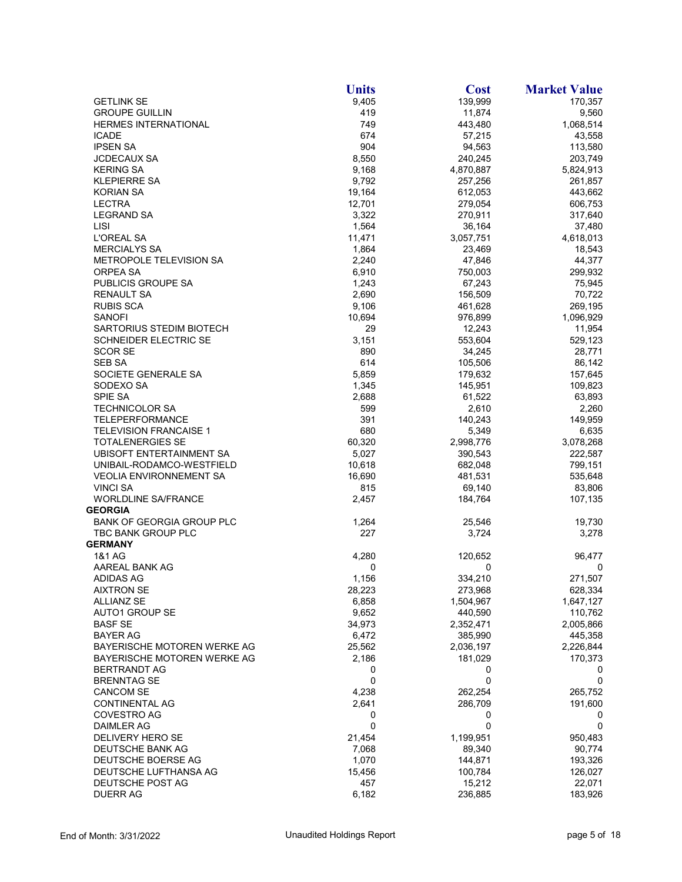| | Units | Cost | Market Value |
|---|---|---|---|
| GETLINK SE | 9,405 | 139,999 | 170,357 |
| GROUPE GUILLIN | 419 | 11,874 | 9,560 |
| HERMES INTERNATIONAL | 749 | 443,480 | 1,068,514 |
| ICADE | 674 | 57,215 | 43,558 |
| IPSEN SA | 904 | 94,563 | 113,580 |
| JCDECAUX SA | 8,550 | 240,245 | 203,749 |
| KERING SA | 9,168 | 4,870,887 | 5,824,913 |
| KLEPIERRE SA | 9,792 | 257,256 | 261,857 |
| KORIAN SA | 19,164 | 612,053 | 443,662 |
| LECTRA | 12,701 | 279,054 | 606,753 |
| LEGRAND SA | 3,322 | 270,911 | 317,640 |
| LISI | 1,564 | 36,164 | 37,480 |
| L'OREAL SA | 11,471 | 3,057,751 | 4,618,013 |
| MERCIALYS SA | 1,864 | 23,469 | 18,543 |
| METROPOLE TELEVISION SA | 2,240 | 47,846 | 44,377 |
| ORPEA SA | 6,910 | 750,003 | 299,932 |
| PUBLICIS GROUPE SA | 1,243 | 67,243 | 75,945 |
| RENAULT SA | 2,690 | 156,509 | 70,722 |
| RUBIS SCA | 9,106 | 461,628 | 269,195 |
| SANOFI | 10,694 | 976,899 | 1,096,929 |
| SARTORIUS STEDIM BIOTECH | 29 | 12,243 | 11,954 |
| SCHNEIDER ELECTRIC SE | 3,151 | 553,604 | 529,123 |
| SCOR SE | 890 | 34,245 | 28,771 |
| SEB SA | 614 | 105,506 | 86,142 |
| SOCIETE GENERALE SA | 5,859 | 179,632 | 157,645 |
| SODEXO SA | 1,345 | 145,951 | 109,823 |
| SPIE SA | 2,688 | 61,522 | 63,893 |
| TECHNICOLOR SA | 599 | 2,610 | 2,260 |
| TELEPERFORMANCE | 391 | 140,243 | 149,959 |
| TELEVISION FRANCAISE 1 | 680 | 5,349 | 6,635 |
| TOTALENERGIES SE | 60,320 | 2,998,776 | 3,078,268 |
| UBISOFT ENTERTAINMENT SA | 5,027 | 390,543 | 222,587 |
| UNIBAIL-RODAMCO-WESTFIELD | 10,618 | 682,048 | 799,151 |
| VEOLIA ENVIRONNEMENT SA | 16,690 | 481,531 | 535,648 |
| VINCI SA | 815 | 69,140 | 83,806 |
| WORLDLINE SA/FRANCE | 2,457 | 184,764 | 107,135 |
| **GEORGIA** | | | |
| BANK OF GEORGIA GROUP PLC | 1,264 | 25,546 | 19,730 |
| TBC BANK GROUP PLC | 227 | 3,724 | 3,278 |
| **GERMANY** | | | |
| 1&1 AG | 4,280 | 120,652 | 96,477 |
| AAREAL BANK AG | 0 | 0 | 0 |
| ADIDAS AG | 1,156 | 334,210 | 271,507 |
| AIXTRON SE | 28,223 | 273,968 | 628,334 |
| ALLIANZ SE | 6,858 | 1,504,967 | 1,647,127 |
| AUTO1 GROUP SE | 9,652 | 440,590 | 110,762 |
| BASF SE | 34,973 | 2,352,471 | 2,005,866 |
| BAYER AG | 6,472 | 385,990 | 445,358 |
| BAYERISCHE MOTOREN WERKE AG | 25,562 | 2,036,197 | 2,226,844 |
| BAYERISCHE MOTOREN WERKE AG | 2,186 | 181,029 | 170,373 |
| BERTRANDT AG | 0 | 0 | 0 |
| BRENNTAG SE | 0 | 0 | 0 |
| CANCOM SE | 4,238 | 262,254 | 265,752 |
| CONTINENTAL AG | 2,641 | 286,709 | 191,600 |
| COVESTRO AG | 0 | 0 | 0 |
| DAIMLER AG | 0 | 0 | 0 |
| DELIVERY HERO SE | 21,454 | 1,199,951 | 950,483 |
| DEUTSCHE BANK AG | 7,068 | 89,340 | 90,774 |
| DEUTSCHE BOERSE AG | 1,070 | 144,871 | 193,326 |
| DEUTSCHE LUFTHANSA AG | 15,456 | 100,784 | 126,027 |
| DEUTSCHE POST AG | 457 | 15,212 | 22,071 |
| DUERR AG | 6,182 | 236,885 | 183,926 |

End of Month: 3/31/2022 Unaudited Holdings Report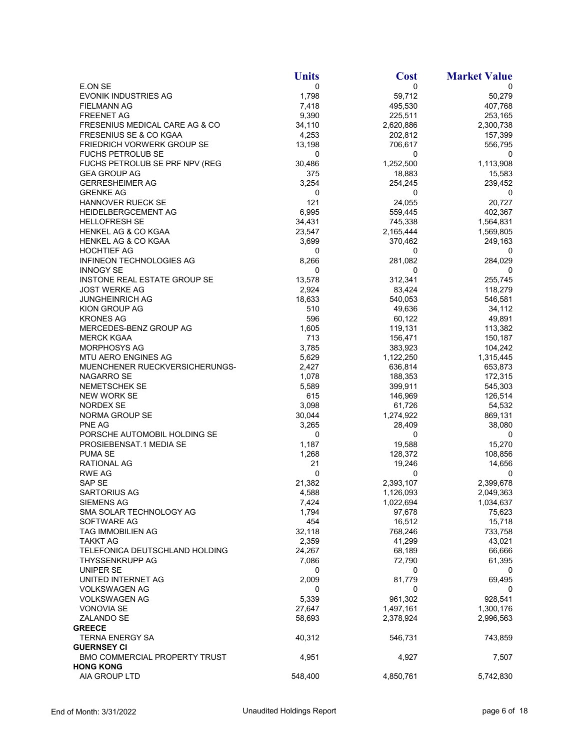| | Units | Cost | Market Value |
|---|---|---|---|
| E.ON SE | 0 | 0 | 0 |
| EVONIK INDUSTRIES AG | 1,798 | 59,712 | 50,279 |
| FIELMANN AG | 7,418 | 495,530 | 407,768 |
| FREENET AG | 9,390 | 225,511 | 253,165 |
| FRESENIUS MEDICAL CARE AG & CO | 34,110 | 2,620,886 | 2,300,738 |
| FRESENIUS SE & CO KGAA | 4,253 | 202,812 | 157,399 |
| FRIEDRICH VORWERK GROUP SE | 13,198 | 706,617 | 556,795 |
| FUCHS PETROLUB SE | 0 | 0 | 0 |
| FUCHS PETROLUB SE PRF NPV (REG | 30,486 | 1,252,500 | 1,113,908 |
| GEA GROUP AG | 375 | 18,883 | 15,583 |
| GERRESHEIMER AG | 3,254 | 254,245 | 239,452 |
| GRENKE AG | 0 | 0 | 0 |
| HANNOVER RUECK SE | 121 | 24,055 | 20,727 |
| HEIDELBERGCEMENT AG | 6,995 | 559,445 | 402,367 |
| HELLOFRESH SE | 34,431 | 745,338 | 1,564,831 |
| HENKEL AG & CO KGAA | 23,547 | 2,165,444 | 1,569,805 |
| HENKEL AG & CO KGAA | 3,699 | 370,462 | 249,163 |
| HOCHTIEF AG | 0 | 0 | 0 |
| INFINEON TECHNOLOGIES AG | 8,266 | 281,082 | 284,029 |
| INNOGY SE | 0 | 0 | 0 |
| INSTONE REAL ESTATE GROUP SE | 13,578 | 312,341 | 255,745 |
| JOST WERKE AG | 2,924 | 83,424 | 118,279 |
| JUNGHEINRICH AG | 18,633 | 540,053 | 546,581 |
| KION GROUP AG | 510 | 49,636 | 34,112 |
| KRONES AG | 596 | 60,122 | 49,891 |
| MERCEDES-BENZ GROUP AG | 1,605 | 119,131 | 113,382 |
| MERCK KGAA | 713 | 156,471 | 150,187 |
| MORPHOSYS AG | 3,785 | 383,923 | 104,242 |
| MTU AERO ENGINES AG | 5,629 | 1,122,250 | 1,315,445 |
| MUENCHENER RUECKVERSICHERUNGS- | 2,427 | 636,814 | 653,873 |
| NAGARRO SE | 1,078 | 188,353 | 172,315 |
| NEMETSCHEK SE | 5,589 | 399,911 | 545,303 |
| NEW WORK SE | 615 | 146,969 | 126,514 |
| NORDEX SE | 3,098 | 61,726 | 54,532 |
| NORMA GROUP SE | 30,044 | 1,274,922 | 869,131 |
| PNE AG | 3,265 | 28,409 | 38,080 |
| PORSCHE AUTOMOBIL HOLDING SE | 0 | 0 | 0 |
| PROSIEBENSAT.1 MEDIA SE | 1,187 | 19,588 | 15,270 |
| PUMA SE | 1,268 | 128,372 | 108,856 |
| RATIONAL AG | 21 | 19,246 | 14,656 |
| RWE AG | 0 | 0 | 0 |
| SAP SE | 21,382 | 2,393,107 | 2,399,678 |
| SARTORIUS AG | 4,588 | 1,126,093 | 2,049,363 |
| SIEMENS AG | 7,424 | 1,022,694 | 1,034,637 |
| SMA SOLAR TECHNOLOGY AG | 1,794 | 97,678 | 75,623 |
| SOFTWARE AG | 454 | 16,512 | 15,718 |
| TAG IMMOBILIEN AG | 32,118 | 768,246 | 733,758 |
| TAKKT AG | 2,359 | 41,299 | 43,021 |
| TELEFONICA DEUTSCHLAND HOLDING | 24,267 | 68,189 | 66,666 |
| THYSSENKRUPP AG | 7,086 | 72,790 | 61,395 |
| UNIPER SE | 0 | 0 | 0 |
| UNITED INTERNET AG | 2,009 | 81,779 | 69,495 |
| VOLKSWAGEN AG | 0 | 0 | 0 |
| VOLKSWAGEN AG | 5,339 | 961,302 | 928,541 |
| VONOVIA SE | 27,647 | 1,497,161 | 1,300,176 |
| ZALANDO SE | 58,693 | 2,378,924 | 2,996,563 |
| **GREECE** | | | |
| TERNA ENERGY SA | 40,312 | 546,731 | 743,859 |
| **GUERNSEY CI** | | | |
| BMO COMMERCIAL PROPERTY TRUST | 4,951 | 4,927 | 7,507 |
| **HONG KONG** | | | |
| AIA GROUP LTD | 548,400 | 4,850,761 | 5,742,830 |

End of Month: 3/31/2022 Unaudited Holdings Report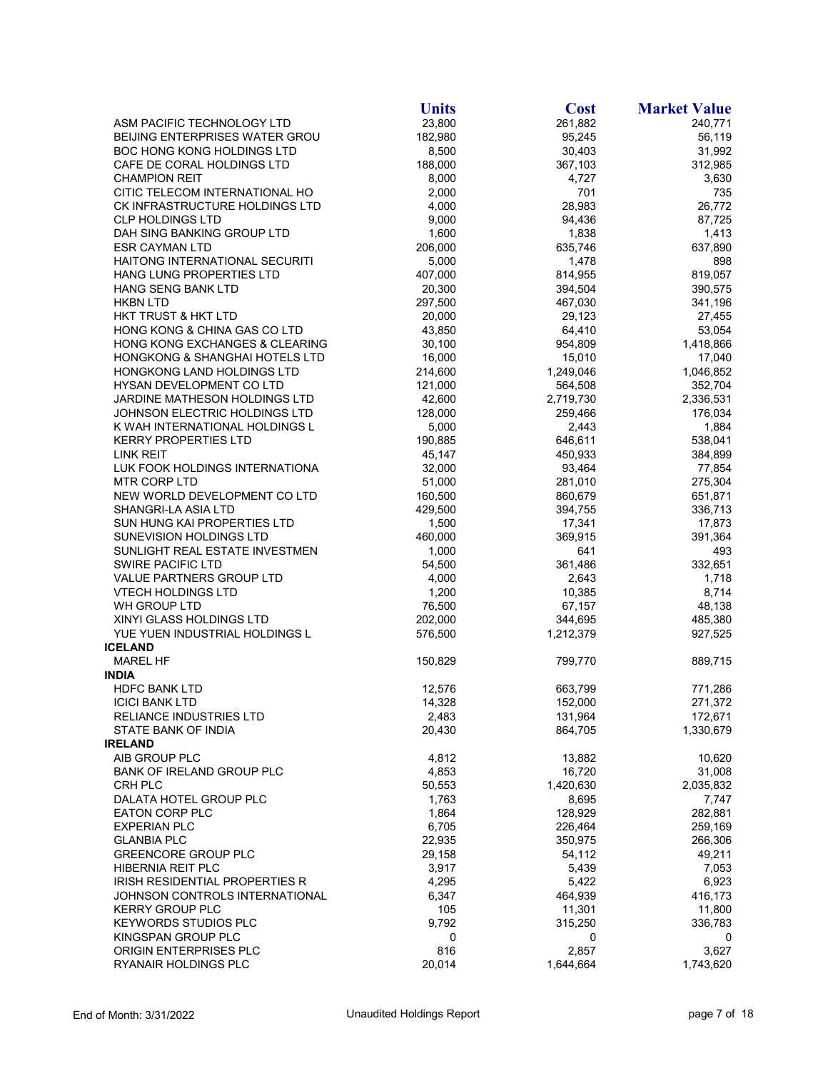| | Units | Cost | Market Value |
|---|---|---|---|
| ASM PACIFIC TECHNOLOGY LTD | 23,800 | 261,882 | 240,771 |
| BEIJING ENTERPRISES WATER GROU | 182,980 | 95,245 | 56,119 |
| BOC HONG KONG HOLDINGS LTD | 8,500 | 30,403 | 31,992 |
| CAFE DE CORAL HOLDINGS LTD | 188,000 | 367,103 | 312,985 |
| CHAMPION REIT | 8,000 | 4,727 | 3,630 |
| CITIC TELECOM INTERNATIONAL HO | 2,000 | 701 | 735 |
| CK INFRASTRUCTURE HOLDINGS LTD | 4,000 | 28,983 | 26,772 |
| CLP HOLDINGS LTD | 9,000 | 94,436 | 87,725 |
| DAH SING BANKING GROUP LTD | 1,600 | 1,838 | 1,413 |
| ESR CAYMAN LTD | 206,000 | 635,746 | 637,890 |
| HAITONG INTERNATIONAL SECURITI | 5,000 | 1,478 | 898 |
| HANG LUNG PROPERTIES LTD | 407,000 | 814,955 | 819,057 |
| HANG SENG BANK LTD | 20,300 | 394,504 | 390,575 |
| HKBN LTD | 297,500 | 467,030 | 341,196 |
| HKT TRUST & HKT LTD | 20,000 | 29,123 | 27,455 |
| HONG KONG & CHINA GAS CO LTD | 43,850 | 64,410 | 53,054 |
| HONG KONG EXCHANGES & CLEARING | 30,100 | 954,809 | 1,418,866 |
| HONGKONG & SHANGHAI HOTELS LTD | 16,000 | 15,010 | 17,040 |
| HONGKONG LAND HOLDINGS LTD | 214,600 | 1,249,046 | 1,046,852 |
| HYSAN DEVELOPMENT CO LTD | 121,000 | 564,508 | 352,704 |
| JARDINE MATHESON HOLDINGS LTD | 42,600 | 2,719,730 | 2,336,531 |
| JOHNSON ELECTRIC HOLDINGS LTD | 128,000 | 259,466 | 176,034 |
| K WAH INTERNATIONAL HOLDINGS L | 5,000 | 2,443 | 1,884 |
| KERRY PROPERTIES LTD | 190,885 | 646,611 | 538,041 |
| LINK REIT | 45,147 | 450,933 | 384,899 |
| LUK FOOK HOLDINGS INTERNATIONA | 32,000 | 93,464 | 77,854 |
| MTR CORP LTD | 51,000 | 281,010 | 275,304 |
| NEW WORLD DEVELOPMENT CO LTD | 160,500 | 860,679 | 651,871 |
| SHANGRI-LA ASIA LTD | 429,500 | 394,755 | 336,713 |
| SUN HUNG KAI PROPERTIES LTD | 1,500 | 17,341 | 17,873 |
| SUNEVISION HOLDINGS LTD | 460,000 | 369,915 | 391,364 |
| SUNLIGHT REAL ESTATE INVESTMEN | 1,000 | 641 | 493 |
| SWIRE PACIFIC LTD | 54,500 | 361,486 | 332,651 |
| VALUE PARTNERS GROUP LTD | 4,000 | 2,643 | 1,718 |
| VTECH HOLDINGS LTD | 1,200 | 10,385 | 8,714 |
| WH GROUP LTD | 76,500 | 67,157 | 48,138 |
| XINYI GLASS HOLDINGS LTD | 202,000 | 344,695 | 485,380 |
| YUE YUEN INDUSTRIAL HOLDINGS L | 576,500 | 1,212,379 | 927,525 |
| **ICELAND** | | | |
| MAREL HF | 150,829 | 799,770 | 889,715 |
| **INDIA** | | | |
| HDFC BANK LTD | 12,576 | 663,799 | 771,286 |
| ICICI BANK LTD | 14,328 | 152,000 | 271,372 |
| RELIANCE INDUSTRIES LTD | 2,483 | 131,964 | 172,671 |
| STATE BANK OF INDIA | 20,430 | 864,705 | 1,330,679 |
| **IRELAND** | | | |
| AIB GROUP PLC | 4,812 | 13,882 | 10,620 |
| BANK OF IRELAND GROUP PLC | 4,853 | 16,720 | 31,008 |
| CRH PLC | 50,553 | 1,420,630 | 2,035,832 |
| DALATA HOTEL GROUP PLC | 1,763 | 8,695 | 7,747 |
| EATON CORP PLC | 1,864 | 128,929 | 282,881 |
| EXPERIAN PLC | 6,705 | 226,464 | 259,169 |
| GLANBIA PLC | 22,935 | 350,975 | 266,306 |
| GREENCORE GROUP PLC | 29,158 | 54,112 | 49,211 |
| HIBERNIA REIT PLC | 3,917 | 5,439 | 7,053 |
| IRISH RESIDENTIAL PROPERTIES R | 4,295 | 5,422 | 6,923 |
| JOHNSON CONTROLS INTERNATIONAL | 6,347 | 464,939 | 416,173 |
| KERRY GROUP PLC | 105 | 11,301 | 11,800 |
| KEYWORDS STUDIOS PLC | 9,792 | 315,250 | 336,783 |
| KINGSPAN GROUP PLC | 0 | 0 | 0 |
| ORIGIN ENTERPRISES PLC | 816 | 2,857 | 3,627 |
| RYANAIR HOLDINGS PLC | 20,014 | 1,644,664 | 1,743,620 |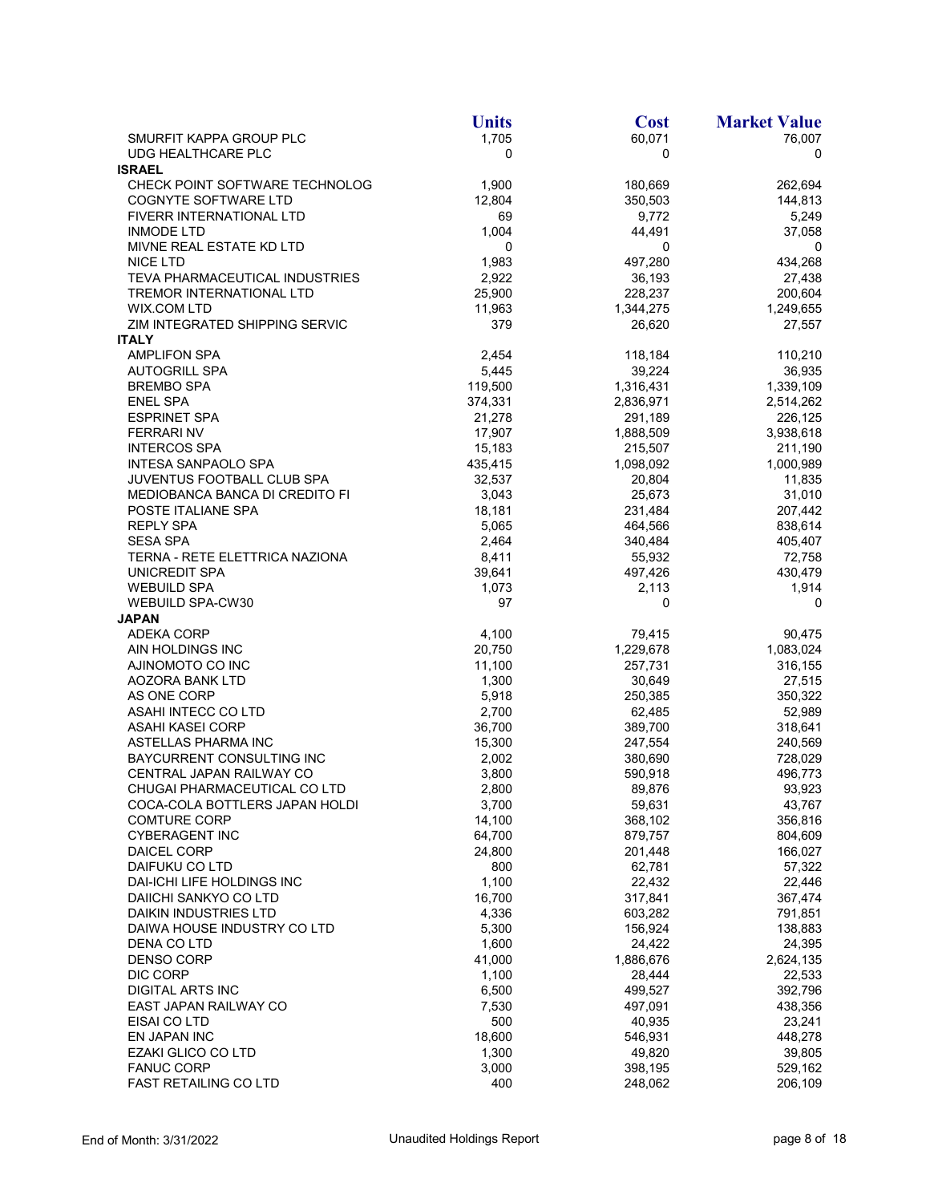| | Units | Cost | Market Value |
|---|---|---|---|
| SMURFIT KAPPA GROUP PLC | 1,705 | 60,071 | 76,007 |
| UDG HEALTHCARE PLC | 0 | 0 | 0 |
| **ISRAEL** | | | |
| CHECK POINT SOFTWARE TECHNOLOG | 1,900 | 180,669 | 262,694 |
| COGNYTE SOFTWARE LTD | 12,804 | 350,503 | 144,813 |
| FIVERR INTERNATIONAL LTD | 69 | 9,772 | 5,249 |
| INMODE LTD | 1,004 | 44,491 | 37,058 |
| MIVNE REAL ESTATE KD LTD | 0 | 0 | 0 |
| NICE LTD | 1,983 | 497,280 | 434,268 |
| TEVA PHARMACEUTICAL INDUSTRIES | 2,922 | 36,193 | 27,438 |
| TREMOR INTERNATIONAL LTD | 25,900 | 228,237 | 200,604 |
| WIX.COM LTD | 11,963 | 1,344,275 | 1,249,655 |
| ZIM INTEGRATED SHIPPING SERVIC | 379 | 26,620 | 27,557 |
| **ITALY** | | | |
| AMPLIFON SPA | 2,454 | 118,184 | 110,210 |
| AUTOGRILL SPA | 5,445 | 39,224 | 36,935 |
| BREMBO SPA | 119,500 | 1,316,431 | 1,339,109 |
| ENEL SPA | 374,331 | 2,836,971 | 2,514,262 |
| ESPRINET SPA | 21,278 | 291,189 | 226,125 |
| FERRARI NV | 17,907 | 1,888,509 | 3,938,618 |
| INTERCOS SPA | 15,183 | 215,507 | 211,190 |
| INTESA SANPAOLO SPA | 435,415 | 1,098,092 | 1,000,989 |
| JUVENTUS FOOTBALL CLUB SPA | 32,537 | 20,804 | 11,835 |
| MEDIOBANCA BANCA DI CREDITO FI | 3,043 | 25,673 | 31,010 |
| POSTE ITALIANE SPA | 18,181 | 231,484 | 207,442 |
| REPLY SPA | 5,065 | 464,566 | 838,614 |
| SESA SPA | 2,464 | 340,484 | 405,407 |
| TERNA - RETE ELETTRICA NAZIONA | 8,411 | 55,932 | 72,758 |
| UNICREDIT SPA | 39,641 | 497,426 | 430,479 |
| WEBUILD SPA | 1,073 | 2,113 | 1,914 |
| WEBUILD SPA-CW30 | 97 | 0 | 0 |
| **JAPAN** | | | |
| ADEKA CORP | 4,100 | 79,415 | 90,475 |
| AIN HOLDINGS INC | 20,750 | 1,229,678 | 1,083,024 |
| AJINOMOTO CO INC | 11,100 | 257,731 | 316,155 |
| AOZORA BANK LTD | 1,300 | 30,649 | 27,515 |
| AS ONE CORP | 5,918 | 250,385 | 350,322 |
| ASAHI INTECC CO LTD | 2,700 | 62,485 | 52,989 |
| ASAHI KASEI CORP | 36,700 | 389,700 | 318,641 |
| ASTELLAS PHARMA INC | 15,300 | 247,554 | 240,569 |
| BAYCURRENT CONSULTING INC | 2,002 | 380,690 | 728,029 |
| CENTRAL JAPAN RAILWAY CO | 3,800 | 590,918 | 496,773 |
| CHUGAI PHARMACEUTICAL CO LTD | 2,800 | 89,876 | 93,923 |
| COCA-COLA BOTTLERS JAPAN HOLDI | 3,700 | 59,631 | 43,767 |
| COMTURE CORP | 14,100 | 368,102 | 356,816 |
| CYBERAGENT INC | 64,700 | 879,757 | 804,609 |
| DAICEL CORP | 24,800 | 201,448 | 166,027 |
| DAIFUKU CO LTD | 800 | 62,781 | 57,322 |
| DAI-ICHI LIFE HOLDINGS INC | 1,100 | 22,432 | 22,446 |
| DAIICHI SANKYO CO LTD | 16,700 | 317,841 | 367,474 |
| DAIKIN INDUSTRIES LTD | 4,336 | 603,282 | 791,851 |
| DAIWA HOUSE INDUSTRY CO LTD | 5,300 | 156,924 | 138,883 |
| DENA CO LTD | 1,600 | 24,422 | 24,395 |
| DENSO CORP | 41,000 | 1,886,676 | 2,624,135 |
| DIC CORP | 1,100 | 28,444 | 22,533 |
| DIGITAL ARTS INC | 6,500 | 499,527 | 392,796 |
| EAST JAPAN RAILWAY CO | 7,530 | 497,091 | 438,356 |
| EISAI CO LTD | 500 | 40,935 | 23,241 |
| EN JAPAN INC | 18,600 | 546,931 | 448,278 |
| EZAKI GLICO CO LTD | 1,300 | 49,820 | 39,805 |
| FANUC CORP | 3,000 | 398,195 | 529,162 |
| FAST RETAILING CO LTD | 400 | 248,062 | 206,109 |

End of Month: 3/31/2022 Unaudited Holdings Report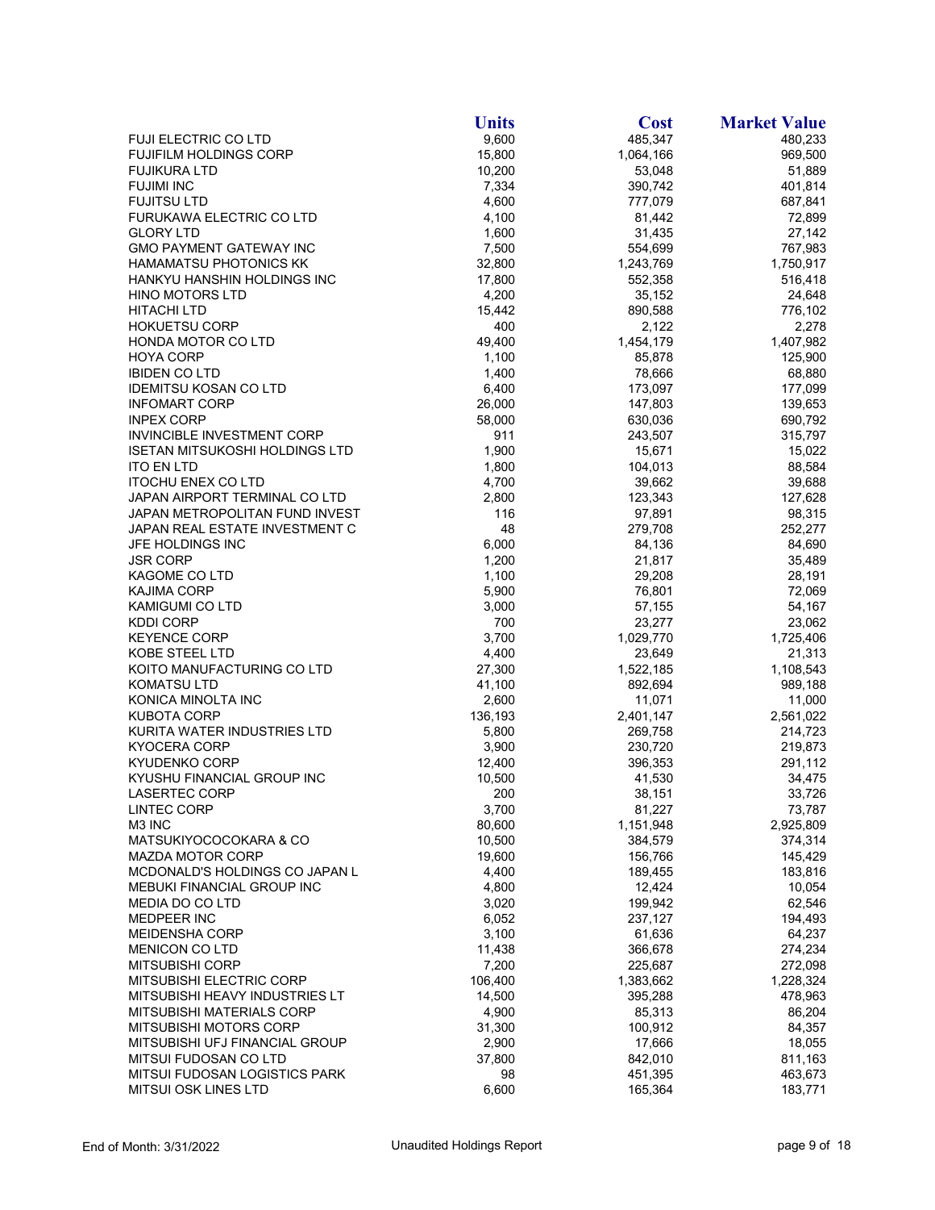| | Units | Cost | Market Value |
|---|---|---|---|
| FUJI ELECTRIC CO LTD | 9,600 | 485,347 | 480,233 |
| FUJIFILM HOLDINGS CORP | 15,800 | 1,064,166 | 969,500 |
| FUJIKURA LTD | 10,200 | 53,048 | 51,889 |
| FUJIMI INC | 7,334 | 390,742 | 401,814 |
| FUJITSU LTD | 4,600 | 777,079 | 687,841 |
| FURUKAWA ELECTRIC CO LTD | 4,100 | 81,442 | 72,899 |
| GLORY LTD | 1,600 | 31,435 | 27,142 |
| GMO PAYMENT GATEWAY INC | 7,500 | 554,699 | 767,983 |
| HAMAMATSU PHOTONICS KK | 32,800 | 1,243,769 | 1,750,917 |
| HANKYU HANSHIN HOLDINGS INC | 17,800 | 552,358 | 516,418 |
| HINO MOTORS LTD | 4,200 | 35,152 | 24,648 |
| HITACHI LTD | 15,442 | 890,588 | 776,102 |
| HOKUETSU CORP | 400 | 2,122 | 2,278 |
| HONDA MOTOR CO LTD | 49,400 | 1,454,179 | 1,407,982 |
| HOYA CORP | 1,100 | 85,878 | 125,900 |
| IBIDEN CO LTD | 1,400 | 78,666 | 68,880 |
| IDEMITSU KOSAN CO LTD | 6,400 | 173,097 | 177,099 |
| INFOMART CORP | 26,000 | 147,803 | 139,653 |
| INPEX CORP | 58,000 | 630,036 | 690,792 |
| INVINCIBLE INVESTMENT CORP | 911 | 243,507 | 315,797 |
| ISETAN MITSUKOSHI HOLDINGS LTD | 1,900 | 15,671 | 15,022 |
| ITO EN LTD | 1,800 | 104,013 | 88,584 |
| ITOCHU ENEX CO LTD | 4,700 | 39,662 | 39,688 |
| JAPAN AIRPORT TERMINAL CO LTD | 2,800 | 123,343 | 127,628 |
| JAPAN METROPOLITAN FUND INVEST | 116 | 97,891 | 98,315 |
| JAPAN REAL ESTATE INVESTMENT C | 48 | 279,708 | 252,277 |
| JFE HOLDINGS INC | 6,000 | 84,136 | 84,690 |
| JSR CORP | 1,200 | 21,817 | 35,489 |
| KAGOME CO LTD | 1,100 | 29,208 | 28,191 |
| KAJIMA CORP | 5,900 | 76,801 | 72,069 |
| KAMIGUMI CO LTD | 3,000 | 57,155 | 54,167 |
| KDDI CORP | 700 | 23,277 | 23,062 |
| KEYENCE CORP | 3,700 | 1,029,770 | 1,725,406 |
| KOBE STEEL LTD | 4,400 | 23,649 | 21,313 |
| KOITO MANUFACTURING CO LTD | 27,300 | 1,522,185 | 1,108,543 |
| KOMATSU LTD | 41,100 | 892,694 | 989,188 |
| KONICA MINOLTA INC | 2,600 | 11,071 | 11,000 |
| KUBOTA CORP | 136,193 | 2,401,147 | 2,561,022 |
| KURITA WATER INDUSTRIES LTD | 5,800 | 269,758 | 214,723 |
| KYOCERA CORP | 3,900 | 230,720 | 219,873 |
| KYUDENKO CORP | 12,400 | 396,353 | 291,112 |
| KYUSHU FINANCIAL GROUP INC | 10,500 | 41,530 | 34,475 |
| LASERTEC CORP | 200 | 38,151 | 33,726 |
| LINTEC CORP | 3,700 | 81,227 | 73,787 |
| M3 INC | 80,600 | 1,151,948 | 2,925,809 |
| MATSUKIYOCOCOKARA & CO | 10,500 | 384,579 | 374,314 |
| MAZDA MOTOR CORP | 19,600 | 156,766 | 145,429 |
| MCDONALD'S HOLDINGS CO JAPAN L | 4,400 | 189,455 | 183,816 |
| MEBUKI FINANCIAL GROUP INC | 4,800 | 12,424 | 10,054 |
| MEDIA DO CO LTD | 3,020 | 199,942 | 62,546 |
| MEDPEER INC | 6,052 | 237,127 | 194,493 |
| MEIDENSHA CORP | 3,100 | 61,636 | 64,237 |
| MENICON CO LTD | 11,438 | 366,678 | 274,234 |
| MITSUBISHI CORP | 7,200 | 225,687 | 272,098 |
| MITSUBISHI ELECTRIC CORP | 106,400 | 1,383,662 | 1,228,324 |
| MITSUBISHI HEAVY INDUSTRIES LT | 14,500 | 395,288 | 478,963 |
| MITSUBISHI MATERIALS CORP | 4,900 | 85,313 | 86,204 |
| MITSUBISHI MOTORS CORP | 31,300 | 100,912 | 84,357 |
| MITSUBISHI UFJ FINANCIAL GROUP | 2,900 | 17,666 | 18,055 |
| MITSUI FUDOSAN CO LTD | 37,800 | 842,010 | 811,163 |
| MITSUI FUDOSAN LOGISTICS PARK | 98 | 451,395 | 463,673 |
| MITSUI OSK LINES LTD | 6,600 | 165,364 | 183,771 |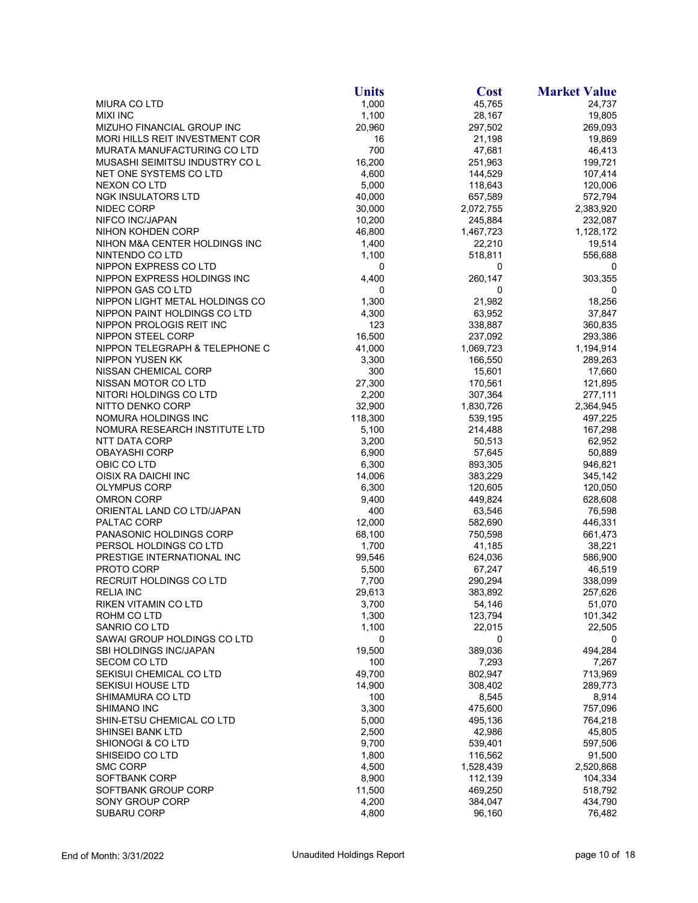| | Units | Cost | Market Value |
|---|---|---|---|
| MIURA CO LTD | 1,000 | 45,765 | 24,737 |
| MIXI INC | 1,100 | 28,167 | 19,805 |
| MIZUHO FINANCIAL GROUP INC | 20,960 | 297,502 | 269,093 |
| MORI HILLS REIT INVESTMENT COR | 16 | 21,198 | 19,869 |
| MURATA MANUFACTURING CO LTD | 700 | 47,681 | 46,413 |
| MUSASHI SEIMITSU INDUSTRY CO L | 16,200 | 251,963 | 199,721 |
| NET ONE SYSTEMS CO LTD | 4,600 | 144,529 | 107,414 |
| NEXON CO LTD | 5,000 | 118,643 | 120,006 |
| NGK INSULATORS LTD | 40,000 | 657,589 | 572,794 |
| NIDEC CORP | 30,000 | 2,072,755 | 2,383,920 |
| NIFCO INC/JAPAN | 10,200 | 245,884 | 232,087 |
| NIHON KOHDEN CORP | 46,800 | 1,467,723 | 1,128,172 |
| NIHON M&A CENTER HOLDINGS INC | 1,400 | 22,210 | 19,514 |
| NINTENDO CO LTD | 1,100 | 518,811 | 556,688 |
| NIPPON EXPRESS CO LTD | 0 | 0 | 0 |
| NIPPON EXPRESS HOLDINGS INC | 4,400 | 260,147 | 303,355 |
| NIPPON GAS CO LTD | 0 | 0 | 0 |
| NIPPON LIGHT METAL HOLDINGS CO | 1,300 | 21,982 | 18,256 |
| NIPPON PAINT HOLDINGS CO LTD | 4,300 | 63,952 | 37,847 |
| NIPPON PROLOGIS REIT INC | 123 | 338,887 | 360,835 |
| NIPPON STEEL CORP | 16,500 | 237,092 | 293,386 |
| NIPPON TELEGRAPH & TELEPHONE C | 41,000 | 1,069,723 | 1,194,914 |
| NIPPON YUSEN KK | 3,300 | 166,550 | 289,263 |
| NISSAN CHEMICAL CORP | 300 | 15,601 | 17,660 |
| NISSAN MOTOR CO LTD | 27,300 | 170,561 | 121,895 |
| NITORI HOLDINGS CO LTD | 2,200 | 307,364 | 277,111 |
| NITTO DENKO CORP | 32,900 | 1,830,726 | 2,364,945 |
| NOMURA HOLDINGS INC | 118,300 | 539,195 | 497,225 |
| NOMURA RESEARCH INSTITUTE LTD | 5,100 | 214,488 | 167,298 |
| NTT DATA CORP | 3,200 | 50,513 | 62,952 |
| OBAYASHI CORP | 6,900 | 57,645 | 50,889 |
| OBIC CO LTD | 6,300 | 893,305 | 946,821 |
| OISIX RA DAICHI INC | 14,006 | 383,229 | 345,142 |
| OLYMPUS CORP | 6,300 | 120,605 | 120,050 |
| OMRON CORP | 9,400 | 449,824 | 628,608 |
| ORIENTAL LAND CO LTD/JAPAN | 400 | 63,546 | 76,598 |
| PALTAC CORP | 12,000 | 582,690 | 446,331 |
| PANASONIC HOLDINGS CORP | 68,100 | 750,598 | 661,473 |
| PERSOL HOLDINGS CO LTD | 1,700 | 41,185 | 38,221 |
| PRESTIGE INTERNATIONAL INC | 99,546 | 624,036 | 586,900 |
| PROTO CORP | 5,500 | 67,247 | 46,519 |
| RECRUIT HOLDINGS CO LTD | 7,700 | 290,294 | 338,099 |
| RELIA INC | 29,613 | 383,892 | 257,626 |
| RIKEN VITAMIN CO LTD | 3,700 | 54,146 | 51,070 |
| ROHM CO LTD | 1,300 | 123,794 | 101,342 |
| SANRIO CO LTD | 1,100 | 22,015 | 22,505 |
| SAWAI GROUP HOLDINGS CO LTD | 0 | 0 | 0 |
| SBI HOLDINGS INC/JAPAN | 19,500 | 389,036 | 494,284 |
| SECOM CO LTD | 100 | 7,293 | 7,267 |
| SEKISUI CHEMICAL CO LTD | 49,700 | 802,947 | 713,969 |
| SEKISUI HOUSE LTD | 14,900 | 308,402 | 289,773 |
| SHIMAMURA CO LTD | 100 | 8,545 | 8,914 |
| SHIMANO INC | 3,300 | 475,600 | 757,096 |
| SHIN-ETSU CHEMICAL CO LTD | 5,000 | 495,136 | 764,218 |
| SHINSEI BANK LTD | 2,500 | 42,986 | 45,805 |
| SHIONOGI & CO LTD | 9,700 | 539,401 | 597,506 |
| SHISEIDO CO LTD | 1,800 | 116,562 | 91,500 |
| SMC CORP | 4,500 | 1,528,439 | 2,520,868 |
| SOFTBANK CORP | 8,900 | 112,139 | 104,334 |
| SOFTBANK GROUP CORP | 11,500 | 469,250 | 518,792 |
| SONY GROUP CORP | 4,200 | 384,047 | 434,790 |
| SUBARU CORP | 4,800 | 96,160 | 76,482 |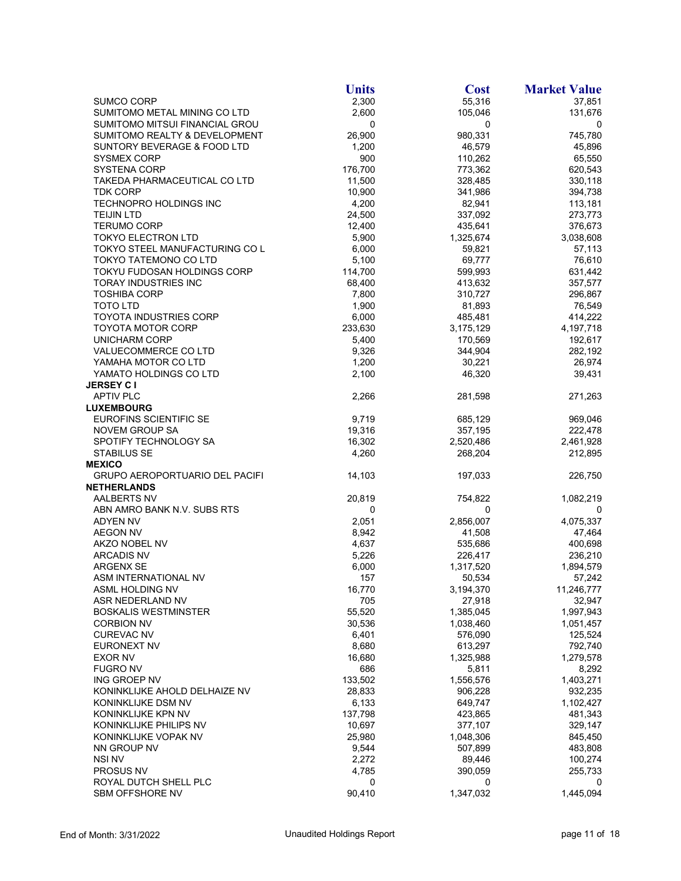| | Units | Cost | Market Value |
|---|---|---|---|
| SUMCO CORP | 2,300 | 55,316 | 37,851 |
| SUMITOMO METAL MINING CO LTD | 2,600 | 105,046 | 131,676 |
| SUMITOMO MITSUI FINANCIAL GROU | 0 | 0 | 0 |
| SUMITOMO REALTY & DEVELOPMENT | 26,900 | 980,331 | 745,780 |
| SUNTORY BEVERAGE & FOOD LTD | 1,200 | 46,579 | 45,896 |
| SYSMEX CORP | 900 | 110,262 | 65,550 |
| SYSTENA CORP | 176,700 | 773,362 | 620,543 |
| TAKEDA PHARMACEUTICAL CO LTD | 11,500 | 328,485 | 330,118 |
| TDK CORP | 10,900 | 341,986 | 394,738 |
| TECHNOPRO HOLDINGS INC | 4,200 | 82,941 | 113,181 |
| TEIJIN LTD | 24,500 | 337,092 | 273,773 |
| TERUMO CORP | 12,400 | 435,641 | 376,673 |
| TOKYO ELECTRON LTD | 5,900 | 1,325,674 | 3,038,608 |
| TOKYO STEEL MANUFACTURING CO L | 6,000 | 59,821 | 57,113 |
| TOKYO TATEMONO CO LTD | 5,100 | 69,777 | 76,610 |
| TOKYU FUDOSAN HOLDINGS CORP | 114,700 | 599,993 | 631,442 |
| TORAY INDUSTRIES INC | 68,400 | 413,632 | 357,577 |
| TOSHIBA CORP | 7,800 | 310,727 | 296,867 |
| TOTO LTD | 1,900 | 81,893 | 76,549 |
| TOYOTA INDUSTRIES CORP | 6,000 | 485,481 | 414,222 |
| TOYOTA MOTOR CORP | 233,630 | 3,175,129 | 4,197,718 |
| UNICHARM CORP | 5,400 | 170,569 | 192,617 |
| VALUECOMMERCE CO LTD | 9,326 | 344,904 | 282,192 |
| YAMAHA MOTOR CO LTD | 1,200 | 30,221 | 26,974 |
| YAMATO HOLDINGS CO LTD | 2,100 | 46,320 | 39,431 |
| **JERSEY C I** | | | |
| APTIV PLC | 2,266 | 281,598 | 271,263 |
| **LUXEMBOURG** | | | |
| EUROFINS SCIENTIFIC SE | 9,719 | 685,129 | 969,046 |
| NOVEM GROUP SA | 19,316 | 357,195 | 222,478 |
| SPOTIFY TECHNOLOGY SA | 16,302 | 2,520,486 | 2,461,928 |
| STABILUS SE | 4,260 | 268,204 | 212,895 |
| **MEXICO** | | | |
| GRUPO AEROPORTUARIO DEL PACIFI | 14,103 | 197,033 | 226,750 |
| **NETHERLANDS** | | | |
| AALBERTS NV | 20,819 | 754,822 | 1,082,219 |
| ABN AMRO BANK N.V. SUBS RTS | 0 | 0 | 0 |
| ADYEN NV | 2,051 | 2,856,007 | 4,075,337 |
| AEGON NV | 8,942 | 41,508 | 47,464 |
| AKZO NOBEL NV | 4,637 | 535,686 | 400,698 |
| ARCADIS NV | 5,226 | 226,417 | 236,210 |
| ARGENX SE | 6,000 | 1,317,520 | 1,894,579 |
| ASM INTERNATIONAL NV | 157 | 50,534 | 57,242 |
| ASML HOLDING NV | 16,770 | 3,194,370 | 11,246,777 |
| ASR NEDERLAND NV | 705 | 27,918 | 32,947 |
| BOSKALIS WESTMINSTER | 55,520 | 1,385,045 | 1,997,943 |
| CORBION NV | 30,536 | 1,038,460 | 1,051,457 |
| CUREVAC NV | 6,401 | 576,090 | 125,524 |
| EURONEXT NV | 8,680 | 613,297 | 792,740 |
| EXOR NV | 16,680 | 1,325,988 | 1,279,578 |
| FUGRO NV | 686 | 5,811 | 8,292 |
| ING GROEP NV | 133,502 | 1,556,576 | 1,403,271 |
| KONINKLIJKE AHOLD DELHAIZE NV | 28,833 | 906,228 | 932,235 |
| KONINKLIJKE DSM NV | 6,133 | 649,747 | 1,102,427 |
| KONINKLIJKE KPN NV | 137,798 | 423,865 | 481,343 |
| KONINKLIJKE PHILIPS NV | 10,697 | 377,107 | 329,147 |
| KONINKLIJKE VOPAK NV | 25,980 | 1,048,306 | 845,450 |
| NN GROUP NV | 9,544 | 507,899 | 483,808 |
| NSI NV | 2,272 | 89,446 | 100,274 |
| PROSUS NV | 4,785 | 390,059 | 255,733 |
| ROYAL DUTCH SHELL PLC | 0 | 0 | 0 |
| SBM OFFSHORE NV | 90,410 | 1,347,032 | 1,445,094 |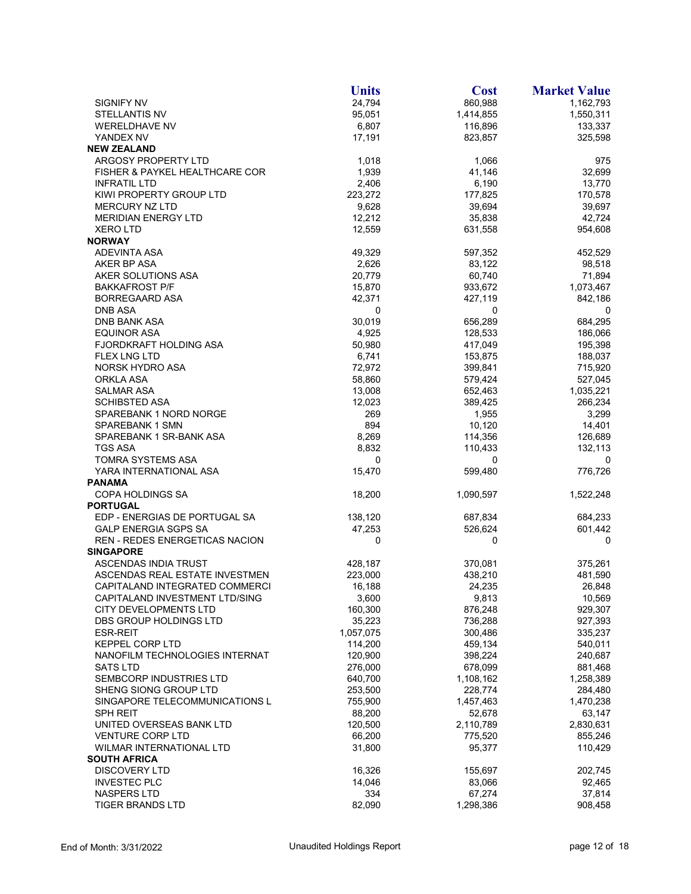| | Units | Cost | Market Value |
|---|---|---|---|
| SIGNIFY NV | 24,794 | 860,988 | 1,162,793 |
| STELLANTIS NV | 95,051 | 1,414,855 | 1,550,311 |
| WERELDHAVE NV | 6,807 | 116,896 | 133,337 |
| YANDEX NV | 17,191 | 823,857 | 325,598 |
| **NEW ZEALAND** | | | |
| ARGOSY PROPERTY LTD | 1,018 | 1,066 | 975 |
| FISHER & PAYKEL HEALTHCARE COR | 1,939 | 41,146 | 32,699 |
| INFRATIL LTD | 2,406 | 6,190 | 13,770 |
| KIWI PROPERTY GROUP LTD | 223,272 | 177,825 | 170,578 |
| MERCURY NZ LTD | 9,628 | 39,694 | 39,697 |
| MERIDIAN ENERGY LTD | 12,212 | 35,838 | 42,724 |
| XERO LTD | 12,559 | 631,558 | 954,608 |
| **NORWAY** | | | |
| ADEVINTA ASA | 49,329 | 597,352 | 452,529 |
| AKER BP ASA | 2,626 | 83,122 | 98,518 |
| AKER SOLUTIONS ASA | 20,779 | 60,740 | 71,894 |
| BAKKAFROST P/F | 15,870 | 933,672 | 1,073,467 |
| BORREGAARD ASA | 42,371 | 427,119 | 842,186 |
| DNB ASA | 0 | 0 | 0 |
| DNB BANK ASA | 30,019 | 656,289 | 684,295 |
| EQUINOR ASA | 4,925 | 128,533 | 186,066 |
| FJORDKRAFT HOLDING ASA | 50,980 | 417,049 | 195,398 |
| FLEX LNG LTD | 6,741 | 153,875 | 188,037 |
| NORSK HYDRO ASA | 72,972 | 399,841 | 715,920 |
| ORKLA ASA | 58,860 | 579,424 | 527,045 |
| SALMAR ASA | 13,008 | 652,463 | 1,035,221 |
| SCHIBSTED ASA | 12,023 | 389,425 | 266,234 |
| SPAREBANK 1 NORD NORGE | 269 | 1,955 | 3,299 |
| SPAREBANK 1 SMN | 894 | 10,120 | 14,401 |
| SPAREBANK 1 SR-BANK ASA | 8,269 | 114,356 | 126,689 |
| TGS ASA | 8,832 | 110,433 | 132,113 |
| TOMRA SYSTEMS ASA | 0 | 0 | 0 |
| YARA INTERNATIONAL ASA | 15,470 | 599,480 | 776,726 |
| **PANAMA** | | | |
| COPA HOLDINGS SA | 18,200 | 1,090,597 | 1,522,248 |
| **PORTUGAL** | | | |
| EDP - ENERGIAS DE PORTUGAL SA | 138,120 | 687,834 | 684,233 |
| GALP ENERGIA SGPS SA | 47,253 | 526,624 | 601,442 |
| REN - REDES ENERGETICAS NACION | 0 | 0 | 0 |
| **SINGAPORE** | | | |
| ASCENDAS INDIA TRUST | 428,187 | 370,081 | 375,261 |
| ASCENDAS REAL ESTATE INVESTMEN | 223,000 | 438,210 | 481,590 |
| CAPITALAND INTEGRATED COMMERCI | 16,188 | 24,235 | 26,848 |
| CAPITALAND INVESTMENT LTD/SING | 3,600 | 9,813 | 10,569 |
| CITY DEVELOPMENTS LTD | 160,300 | 876,248 | 929,307 |
| DBS GROUP HOLDINGS LTD | 35,223 | 736,288 | 927,393 |
| ESR-REIT | 1,057,075 | 300,486 | 335,237 |
| KEPPEL CORP LTD | 114,200 | 459,134 | 540,011 |
| NANOFILM TECHNOLOGIES INTERNAT | 120,900 | 398,224 | 240,687 |
| SATS LTD | 276,000 | 678,099 | 881,468 |
| SEMBCORP INDUSTRIES LTD | 640,700 | 1,108,162 | 1,258,389 |
| SHENG SIONG GROUP LTD | 253,500 | 228,774 | 284,480 |
| SINGAPORE TELECOMMUNICATIONS L | 755,900 | 1,457,463 | 1,470,238 |
| SPH REIT | 88,200 | 52,678 | 63,147 |
| UNITED OVERSEAS BANK LTD | 120,500 | 2,110,789 | 2,830,631 |
| VENTURE CORP LTD | 66,200 | 775,520 | 855,246 |
| WILMAR INTERNATIONAL LTD | 31,800 | 95,377 | 110,429 |
| **SOUTH AFRICA** | | | |
| DISCOVERY LTD | 16,326 | 155,697 | 202,745 |
| INVESTEC PLC | 14,046 | 83,066 | 92,465 |
| NASPERS LTD | 334 | 67,274 | 37,814 |
| TIGER BRANDS LTD | 82,090 | 1,298,386 | 908,458 |

End of Month: 3/31/2022 Unaudited Holdings Report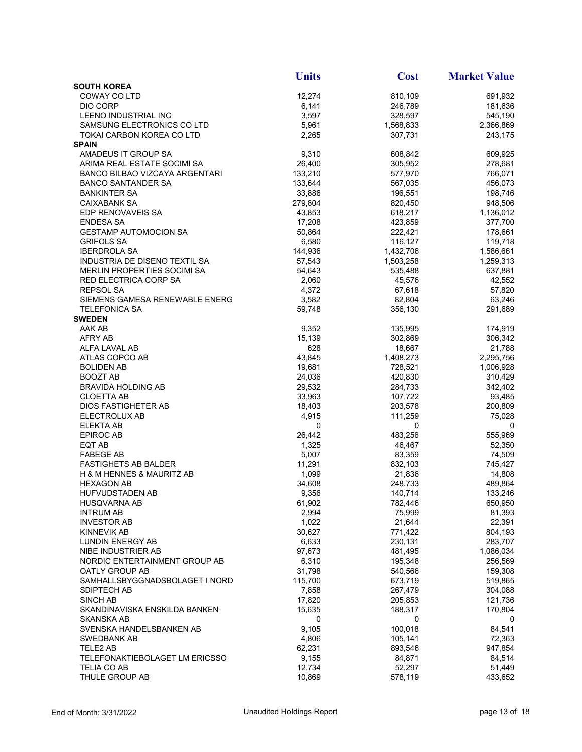| | Units | Cost | Market Value |
|---|---|---|---|
| **SOUTH KOREA** | | | |
| COWAY CO LTD | 12,274 | 810,109 | 691,932 |
| DIO CORP | 6,141 | 246,789 | 181,636 |
| LEENO INDUSTRIAL INC | 3,597 | 328,597 | 545,190 |
| SAMSUNG ELECTRONICS CO LTD | 5,961 | 1,568,833 | 2,366,869 |
| TOKAI CARBON KOREA CO LTD | 2,265 | 307,731 | 243,175 |
| **SPAIN** | | | |
| AMADEUS IT GROUP SA | 9,310 | 608,842 | 609,925 |
| ARIMA REAL ESTATE SOCIMI SA | 26,400 | 305,952 | 278,681 |
| BANCO BILBAO VIZCAYA ARGENTARI | 133,210 | 577,970 | 766,071 |
| BANCO SANTANDER SA | 133,644 | 567,035 | 456,073 |
| BANKINTER SA | 33,886 | 196,551 | 198,746 |
| CAIXABANK SA | 279,804 | 820,450 | 948,506 |
| EDP RENOVAVEIS SA | 43,853 | 618,217 | 1,136,012 |
| ENDESA SA | 17,208 | 423,859 | 377,700 |
| GESTAMP AUTOMOCION SA | 50,864 | 222,421 | 178,661 |
| GRIFOLS SA | 6,580 | 116,127 | 119,718 |
| IBERDROLA SA | 144,936 | 1,432,706 | 1,586,661 |
| INDUSTRIA DE DISENO TEXTIL SA | 57,543 | 1,503,258 | 1,259,313 |
| MERLIN PROPERTIES SOCIMI SA | 54,643 | 535,488 | 637,881 |
| RED ELECTRICA CORP SA | 2,060 | 45,576 | 42,552 |
| REPSOL SA | 4,372 | 67,618 | 57,820 |
| SIEMENS GAMESA RENEWABLE ENERG | 3,582 | 82,804 | 63,246 |
| TELEFONICA SA | 59,748 | 356,130 | 291,689 |
| **SWEDEN** | | | |
| AAK AB | 9,352 | 135,995 | 174,919 |
| AFRY AB | 15,139 | 302,869 | 306,342 |
| ALFA LAVAL AB | 628 | 18,667 | 21,788 |
| ATLAS COPCO AB | 43,845 | 1,408,273 | 2,295,756 |
| BOLIDEN AB | 19,681 | 728,521 | 1,006,928 |
| BOOZT AB | 24,036 | 420,830 | 310,429 |
| BRAVIDA HOLDING AB | 29,532 | 284,733 | 342,402 |
| CLOETTA AB | 33,963 | 107,722 | 93,485 |
| DIOS FASTIGHETER AB | 18,403 | 203,578 | 200,809 |
| ELECTROLUX AB | 4,915 | 111,259 | 75,028 |
| ELEKTA AB | 0 | 0 | 0 |
| EPIROC AB | 26,442 | 483,256 | 555,969 |
| EQT AB | 1,325 | 46,467 | 52,350 |
| FABEGE AB | 5,007 | 83,359 | 74,509 |
| FASTIGHETS AB BALDER | 11,291 | 832,103 | 745,427 |
| H & M HENNES & MAURITZ AB | 1,099 | 21,836 | 14,808 |
| HEXAGON AB | 34,608 | 248,733 | 489,864 |
| HUFVUDSTADEN AB | 9,356 | 140,714 | 133,246 |
| HUSQVARNA AB | 61,902 | 782,446 | 650,950 |
| INTRUM AB | 2,994 | 75,999 | 81,393 |
| INVESTOR AB | 1,022 | 21,644 | 22,391 |
| KINNEVIK AB | 30,627 | 771,422 | 804,193 |
| LUNDIN ENERGY AB | 6,633 | 230,131 | 283,707 |
| NIBE INDUSTRIER AB | 97,673 | 481,495 | 1,086,034 |
| NORDIC ENTERTAINMENT GROUP AB | 6,310 | 195,348 | 256,569 |
| OATLY GROUP AB | 31,798 | 540,566 | 159,308 |
| SAMHALLSBYGGNADSBOLAGET I NORD | 115,700 | 673,719 | 519,865 |
| SDIPTECH AB | 7,858 | 267,479 | 304,088 |
| SINCH AB | 17,820 | 205,853 | 121,736 |
| SKANDINAVISKA ENSKILDA BANKEN | 15,635 | 188,317 | 170,804 |
| SKANSKA AB | 0 | 0 | 0 |
| SVENSKA HANDELSBANKEN AB | 9,105 | 100,018 | 84,541 |
| SWEDBANK AB | 4,806 | 105,141 | 72,363 |
| TELE2 AB | 62,231 | 893,546 | 947,854 |
| TELEFONAKTIEBOLAGET LM ERICSSO | 9,155 | 84,871 | 84,514 |
| TELIA CO AB | 12,734 | 52,297 | 51,449 |
| THULE GROUP AB | 10,869 | 578,119 | 433,652 |

End of Month: 3/31/2022 | Unaudited Holdings Report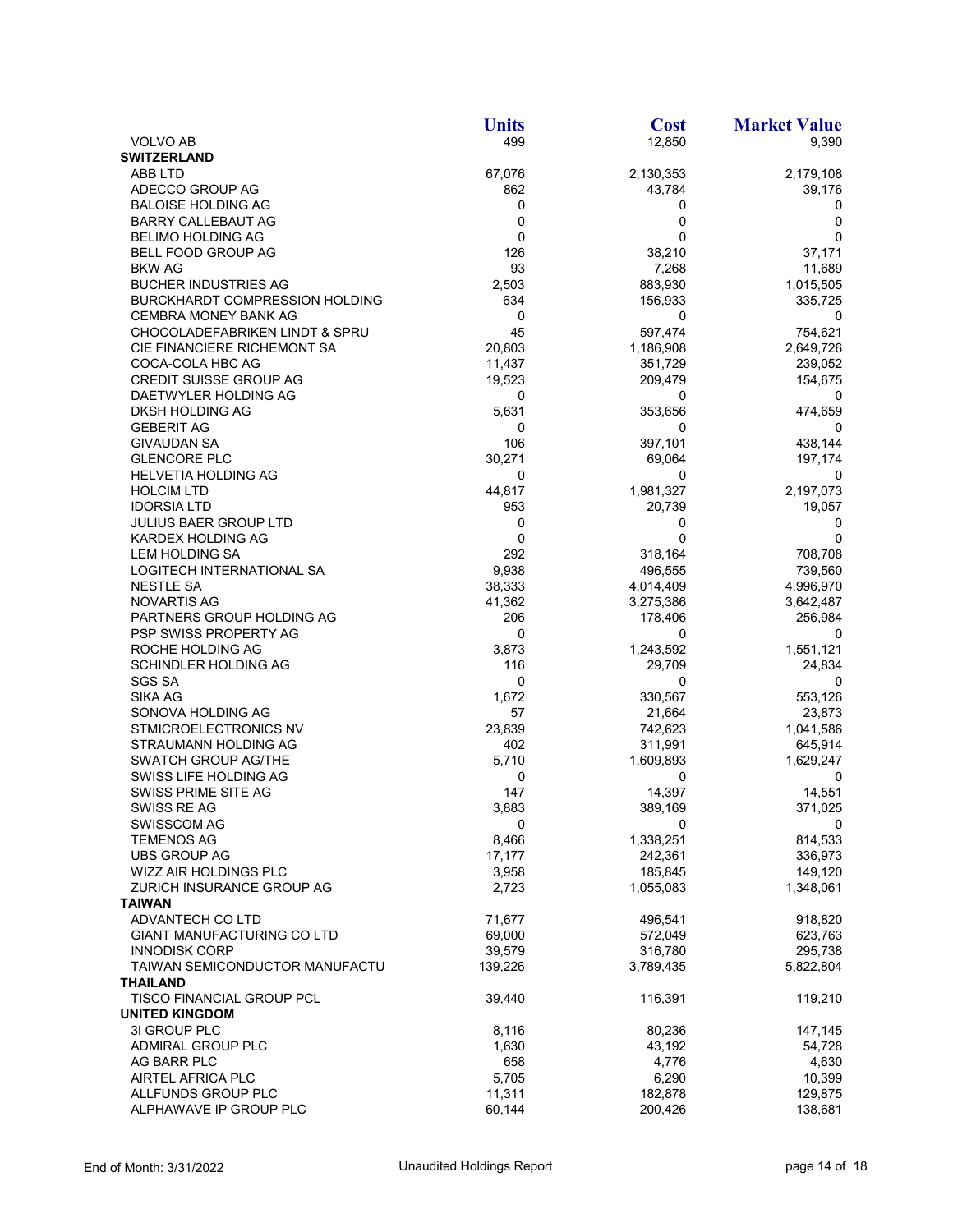| | Units | Cost | Market Value |
|---|---|---|---|
| VOLVO AB | 499 | 12,850 | 9,390 |
| **SWITZERLAND** | | | |
| ABB LTD | 67,076 | 2,130,353 | 2,179,108 |
| ADECCO GROUP AG | 862 | 43,784 | 39,176 |
| BALOISE HOLDING AG | 0 | 0 | 0 |
| BARRY CALLEBAUT AG | 0 | 0 | 0 |
| BELIMO HOLDING AG | 0 | 0 | 0 |
| BELL FOOD GROUP AG | 126 | 38,210 | 37,171 |
| BKW AG | 93 | 7,268 | 11,689 |
| BUCHER INDUSTRIES AG | 2,503 | 883,930 | 1,015,505 |
| BURCKHARDT COMPRESSION HOLDING | 634 | 156,933 | 335,725 |
| CEMBRA MONEY BANK AG | 0 | 0 | 0 |
| CHOCOLADEFABRIKEN LINDT & SPRU | 45 | 597,474 | 754,621 |
| CIE FINANCIERE RICHEMONT SA | 20,803 | 1,186,908 | 2,649,726 |
| COCA-COLA HBC AG | 11,437 | 351,729 | 239,052 |
| CREDIT SUISSE GROUP AG | 19,523 | 209,479 | 154,675 |
| DAETWYLER HOLDING AG | 0 | 0 | 0 |
| DKSH HOLDING AG | 5,631 | 353,656 | 474,659 |
| GEBERIT AG | 0 | 0 | 0 |
| GIVAUDAN SA | 106 | 397,101 | 438,144 |
| GLENCORE PLC | 30,271 | 69,064 | 197,174 |
| HELVETIA HOLDING AG | 0 | 0 | 0 |
| HOLCIM LTD | 44,817 | 1,981,327 | 2,197,073 |
| IDORSIA LTD | 953 | 20,739 | 19,057 |
| JULIUS BAER GROUP LTD | 0 | 0 | 0 |
| KARDEX HOLDING AG | 0 | 0 | 0 |
| LEM HOLDING SA | 292 | 318,164 | 708,708 |
| LOGITECH INTERNATIONAL SA | 9,938 | 496,555 | 739,560 |
| NESTLE SA | 38,333 | 4,014,409 | 4,996,970 |
| NOVARTIS AG | 41,362 | 3,275,386 | 3,642,487 |
| PARTNERS GROUP HOLDING AG | 206 | 178,406 | 256,984 |
| PSP SWISS PROPERTY AG | 0 | 0 | 0 |
| ROCHE HOLDING AG | 3,873 | 1,243,592 | 1,551,121 |
| SCHINDLER HOLDING AG | 116 | 29,709 | 24,834 |
| SGS SA | 0 | 0 | 0 |
| SIKA AG | 1,672 | 330,567 | 553,126 |
| SONOVA HOLDING AG | 57 | 21,664 | 23,873 |
| STMICROELECTRONICS NV | 23,839 | 742,623 | 1,041,586 |
| STRAUMANN HOLDING AG | 402 | 311,991 | 645,914 |
| SWATCH GROUP AG/THE | 5,710 | 1,609,893 | 1,629,247 |
| SWISS LIFE HOLDING AG | 0 | 0 | 0 |
| SWISS PRIME SITE AG | 147 | 14,397 | 14,551 |
| SWISS RE AG | 3,883 | 389,169 | 371,025 |
| SWISSCOM AG | 0 | 0 | 0 |
| TEMENOS AG | 8,466 | 1,338,251 | 814,533 |
| UBS GROUP AG | 17,177 | 242,361 | 336,973 |
| WIZZ AIR HOLDINGS PLC | 3,958 | 185,845 | 149,120 |
| ZURICH INSURANCE GROUP AG | 2,723 | 1,055,083 | 1,348,061 |
| **TAIWAN** | | | |
| ADVANTECH CO LTD | 71,677 | 496,541 | 918,820 |
| GIANT MANUFACTURING CO LTD | 69,000 | 572,049 | 623,763 |
| INNODISK CORP | 39,579 | 316,780 | 295,738 |
| TAIWAN SEMICONDUCTOR MANUFACTU | 139,226 | 3,789,435 | 5,822,804 |
| **THAILAND** | | | |
| TISCO FINANCIAL GROUP PCL | 39,440 | 116,391 | 119,210 |
| **UNITED KINGDOM** | | | |
| 3I GROUP PLC | 8,116 | 80,236 | 147,145 |
| ADMIRAL GROUP PLC | 1,630 | 43,192 | 54,728 |
| AG BARR PLC | 658 | 4,776 | 4,630 |
| AIRTEL AFRICA PLC | 5,705 | 6,290 | 10,399 |
| ALLFUNDS GROUP PLC | 11,311 | 182,878 | 129,875 |
| ALPHAWAVE IP GROUP PLC | 60,144 | 200,426 | 138,681 |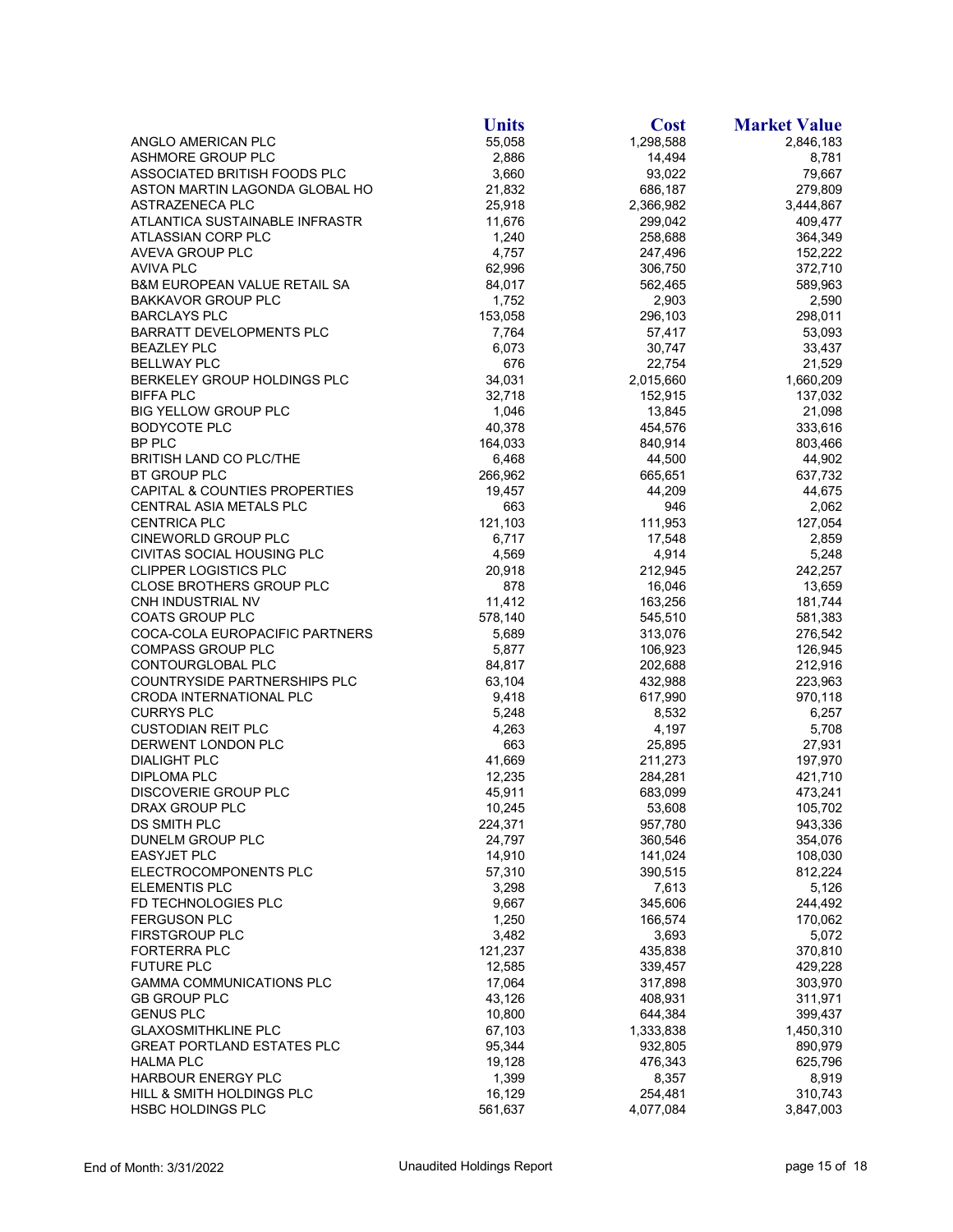| | Units | Cost | Market Value |
|---|---|---|---|
| ANGLO AMERICAN PLC | 55,058 | 1,298,588 | 2,846,183 |
| ASHMORE GROUP PLC | 2,886 | 14,494 | 8,781 |
| ASSOCIATED BRITISH FOODS PLC | 3,660 | 93,022 | 79,667 |
| ASTON MARTIN LAGONDA GLOBAL HO | 21,832 | 686,187 | 279,809 |
| ASTRAZENECA PLC | 25,918 | 2,366,982 | 3,444,867 |
| ATLANTICA SUSTAINABLE INFRASTR | 11,676 | 299,042 | 409,477 |
| ATLASSIAN CORP PLC | 1,240 | 258,688 | 364,349 |
| AVEVA GROUP PLC | 4,757 | 247,496 | 152,222 |
| AVIVA PLC | 62,996 | 306,750 | 372,710 |
| B&M EUROPEAN VALUE RETAIL SA | 84,017 | 562,465 | 589,963 |
| BAKKAVOR GROUP PLC | 1,752 | 2,903 | 2,590 |
| BARCLAYS PLC | 153,058 | 296,103 | 298,011 |
| BARRATT DEVELOPMENTS PLC | 7,764 | 57,417 | 53,093 |
| BEAZLEY PLC | 6,073 | 30,747 | 33,437 |
| BELLWAY PLC | 676 | 22,754 | 21,529 |
| BERKELEY GROUP HOLDINGS PLC | 34,031 | 2,015,660 | 1,660,209 |
| BIFFA PLC | 32,718 | 152,915 | 137,032 |
| BIG YELLOW GROUP PLC | 1,046 | 13,845 | 21,098 |
| BODYCOTE PLC | 40,378 | 454,576 | 333,616 |
| BP PLC | 164,033 | 840,914 | 803,466 |
| BRITISH LAND CO PLC/THE | 6,468 | 44,500 | 44,902 |
| BT GROUP PLC | 266,962 | 665,651 | 637,732 |
| CAPITAL & COUNTIES PROPERTIES | 19,457 | 44,209 | 44,675 |
| CENTRAL ASIA METALS PLC | 663 | 946 | 2,062 |
| CENTRICA PLC | 121,103 | 111,953 | 127,054 |
| CINEWORLD GROUP PLC | 6,717 | 17,548 | 2,859 |
| CIVITAS SOCIAL HOUSING PLC | 4,569 | 4,914 | 5,248 |
| CLIPPER LOGISTICS PLC | 20,918 | 212,945 | 242,257 |
| CLOSE BROTHERS GROUP PLC | 878 | 16,046 | 13,659 |
| CNH INDUSTRIAL NV | 11,412 | 163,256 | 181,744 |
| COATS GROUP PLC | 578,140 | 545,510 | 581,383 |
| COCA-COLA EUROPACIFIC PARTNERS | 5,689 | 313,076 | 276,542 |
| COMPASS GROUP PLC | 5,877 | 106,923 | 126,945 |
| CONTOURGLOBAL PLC | 84,817 | 202,688 | 212,916 |
| COUNTRYSIDE PARTNERSHIPS PLC | 63,104 | 432,988 | 223,963 |
| CRODA INTERNATIONAL PLC | 9,418 | 617,990 | 970,118 |
| CURRYS PLC | 5,248 | 8,532 | 6,257 |
| CUSTODIAN REIT PLC | 4,263 | 4,197 | 5,708 |
| DERWENT LONDON PLC | 663 | 25,895 | 27,931 |
| DIALIGHT PLC | 41,669 | 211,273 | 197,970 |
| DIPLOMA PLC | 12,235 | 284,281 | 421,710 |
| DISCOVERIE GROUP PLC | 45,911 | 683,099 | 473,241 |
| DRAX GROUP PLC | 10,245 | 53,608 | 105,702 |
| DS SMITH PLC | 224,371 | 957,780 | 943,336 |
| DUNELM GROUP PLC | 24,797 | 360,546 | 354,076 |
| EASYJET PLC | 14,910 | 141,024 | 108,030 |
| ELECTROCOMPONENTS PLC | 57,310 | 390,515 | 812,224 |
| ELEMENTIS PLC | 3,298 | 7,613 | 5,126 |
| FD TECHNOLOGIES PLC | 9,667 | 345,606 | 244,492 |
| FERGUSON PLC | 1,250 | 166,574 | 170,062 |
| FIRSTGROUP PLC | 3,482 | 3,693 | 5,072 |
| FORTERRA PLC | 121,237 | 435,838 | 370,810 |
| FUTURE PLC | 12,585 | 339,457 | 429,228 |
| GAMMA COMMUNICATIONS PLC | 17,064 | 317,898 | 303,970 |
| GB GROUP PLC | 43,126 | 408,931 | 311,971 |
| GENUS PLC | 10,800 | 644,384 | 399,437 |
| GLAXOSMITHKLINE PLC | 67,103 | 1,333,838 | 1,450,310 |
| GREAT PORTLAND ESTATES PLC | 95,344 | 932,805 | 890,979 |
| HALMA PLC | 19,128 | 476,343 | 625,796 |
| HARBOUR ENERGY PLC | 1,399 | 8,357 | 8,919 |
| HILL & SMITH HOLDINGS PLC | 16,129 | 254,481 | 310,743 |
| HSBC HOLDINGS PLC | 561,637 | 4,077,084 | 3,847,003 |

End of Month: 3/31/2022 Unaudited Holdings Report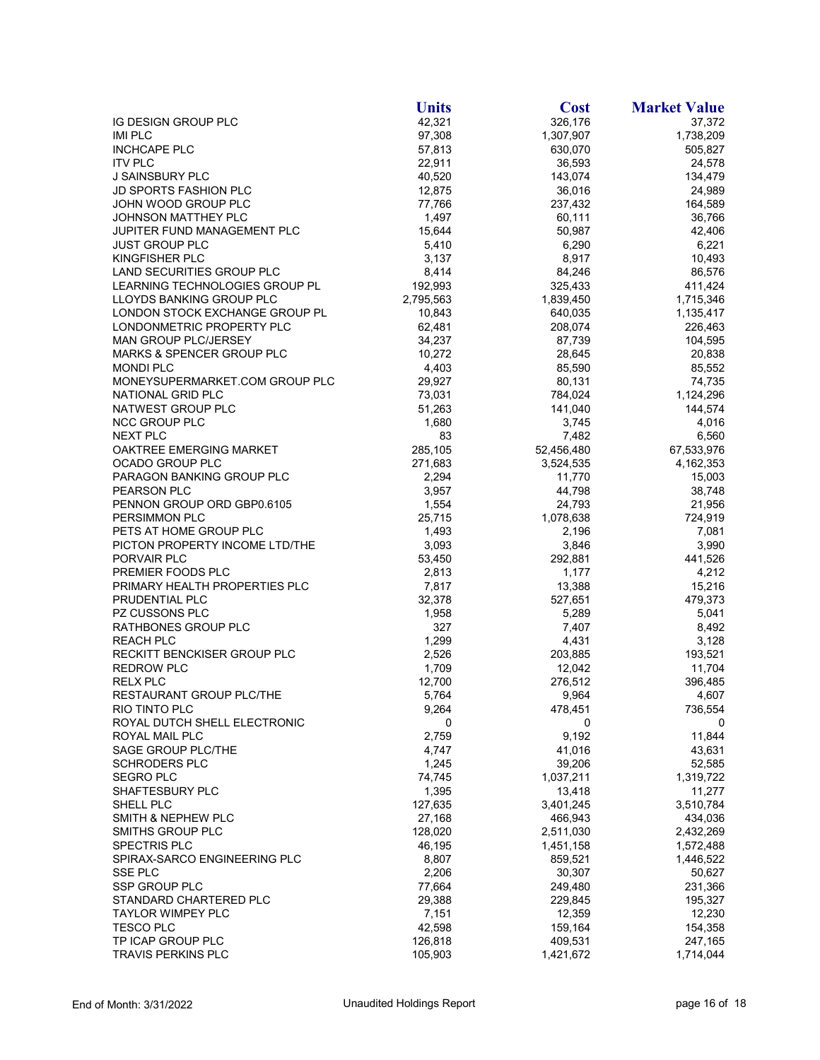| | Units | Cost | Market Value |
|---|---|---|---|
| IG DESIGN GROUP PLC | 42,321 | 326,176 | 37,372 |
| IMI PLC | 97,308 | 1,307,907 | 1,738,209 |
| INCHCAPE PLC | 57,813 | 630,070 | 505,827 |
| ITV PLC | 22,911 | 36,593 | 24,578 |
| J SAINSBURY PLC | 40,520 | 143,074 | 134,479 |
| JD SPORTS FASHION PLC | 12,875 | 36,016 | 24,989 |
| JOHN WOOD GROUP PLC | 77,766 | 237,432 | 164,589 |
| JOHNSON MATTHEY PLC | 1,497 | 60,111 | 36,766 |
| JUPITER FUND MANAGEMENT PLC | 15,644 | 50,987 | 42,406 |
| JUST GROUP PLC | 5,410 | 6,290 | 6,221 |
| KINGFISHER PLC | 3,137 | 8,917 | 10,493 |
| LAND SECURITIES GROUP PLC | 8,414 | 84,246 | 86,576 |
| LEARNING TECHNOLOGIES GROUP PL | 192,993 | 325,433 | 411,424 |
| LLOYDS BANKING GROUP PLC | 2,795,563 | 1,839,450 | 1,715,346 |
| LONDON STOCK EXCHANGE GROUP PL | 10,843 | 640,035 | 1,135,417 |
| LONDONMETRIC PROPERTY PLC | 62,481 | 208,074 | 226,463 |
| MAN GROUP PLC/JERSEY | 34,237 | 87,739 | 104,595 |
| MARKS & SPENCER GROUP PLC | 10,272 | 28,645 | 20,838 |
| MONDI PLC | 4,403 | 85,590 | 85,552 |
| MONEYSUPERMARKET.COM GROUP PLC | 29,927 | 80,131 | 74,735 |
| NATIONAL GRID PLC | 73,031 | 784,024 | 1,124,296 |
| NATWEST GROUP PLC | 51,263 | 141,040 | 144,574 |
| NCC GROUP PLC | 1,680 | 3,745 | 4,016 |
| NEXT PLC | 83 | 7,482 | 6,560 |
| OAKTREE EMERGING MARKET | 285,105 | 52,456,480 | 67,533,976 |
| OCADO GROUP PLC | 271,683 | 3,524,535 | 4,162,353 |
| PARAGON BANKING GROUP PLC | 2,294 | 11,770 | 15,003 |
| PEARSON PLC | 3,957 | 44,798 | 38,748 |
| PENNON GROUP ORD GBP0.6105 | 1,554 | 24,793 | 21,956 |
| PERSIMMON PLC | 25,715 | 1,078,638 | 724,919 |
| PETS AT HOME GROUP PLC | 1,493 | 2,196 | 7,081 |
| PICTON PROPERTY INCOME LTD/THE | 3,093 | 3,846 | 3,990 |
| PORVAIR PLC | 53,450 | 292,881 | 441,526 |
| PREMIER FOODS PLC | 2,813 | 1,177 | 4,212 |
| PRIMARY HEALTH PROPERTIES PLC | 7,817 | 13,388 | 15,216 |
| PRUDENTIAL PLC | 32,378 | 527,651 | 479,373 |
| PZ CUSSONS PLC | 1,958 | 5,289 | 5,041 |
| RATHBONES GROUP PLC | 327 | 7,407 | 8,492 |
| REACH PLC | 1,299 | 4,431 | 3,128 |
| RECKITT BENCKISER GROUP PLC | 2,526 | 203,885 | 193,521 |
| REDROW PLC | 1,709 | 12,042 | 11,704 |
| RELX PLC | 12,700 | 276,512 | 396,485 |
| RESTAURANT GROUP PLC/THE | 5,764 | 9,964 | 4,607 |
| RIO TINTO PLC | 9,264 | 478,451 | 736,554 |
| ROYAL DUTCH SHELL ELECTRONIC | 0 | 0 | 0 |
| ROYAL MAIL PLC | 2,759 | 9,192 | 11,844 |
| SAGE GROUP PLC/THE | 4,747 | 41,016 | 43,631 |
| SCHRODERS PLC | 1,245 | 39,206 | 52,585 |
| SEGRO PLC | 74,745 | 1,037,211 | 1,319,722 |
| SHAFTESBURY PLC | 1,395 | 13,418 | 11,277 |
| SHELL PLC | 127,635 | 3,401,245 | 3,510,784 |
| SMITH & NEPHEW PLC | 27,168 | 466,943 | 434,036 |
| SMITHS GROUP PLC | 128,020 | 2,511,030 | 2,432,269 |
| SPECTRIS PLC | 46,195 | 1,451,158 | 1,572,488 |
| SPIRAX-SARCO ENGINEERING PLC | 8,807 | 859,521 | 1,446,522 |
| SSE PLC | 2,206 | 30,307 | 50,627 |
| SSP GROUP PLC | 77,664 | 249,480 | 231,366 |
| STANDARD CHARTERED PLC | 29,388 | 229,845 | 195,327 |
| TAYLOR WIMPEY PLC | 7,151 | 12,359 | 12,230 |
| TESCO PLC | 42,598 | 159,164 | 154,358 |
| TP ICAP GROUP PLC | 126,818 | 409,531 | 247,165 |
| TRAVIS PERKINS PLC | 105,903 | 1,421,672 | 1,714,044 |

End of Month: 3/31/2022 | Unaudited Holdings Report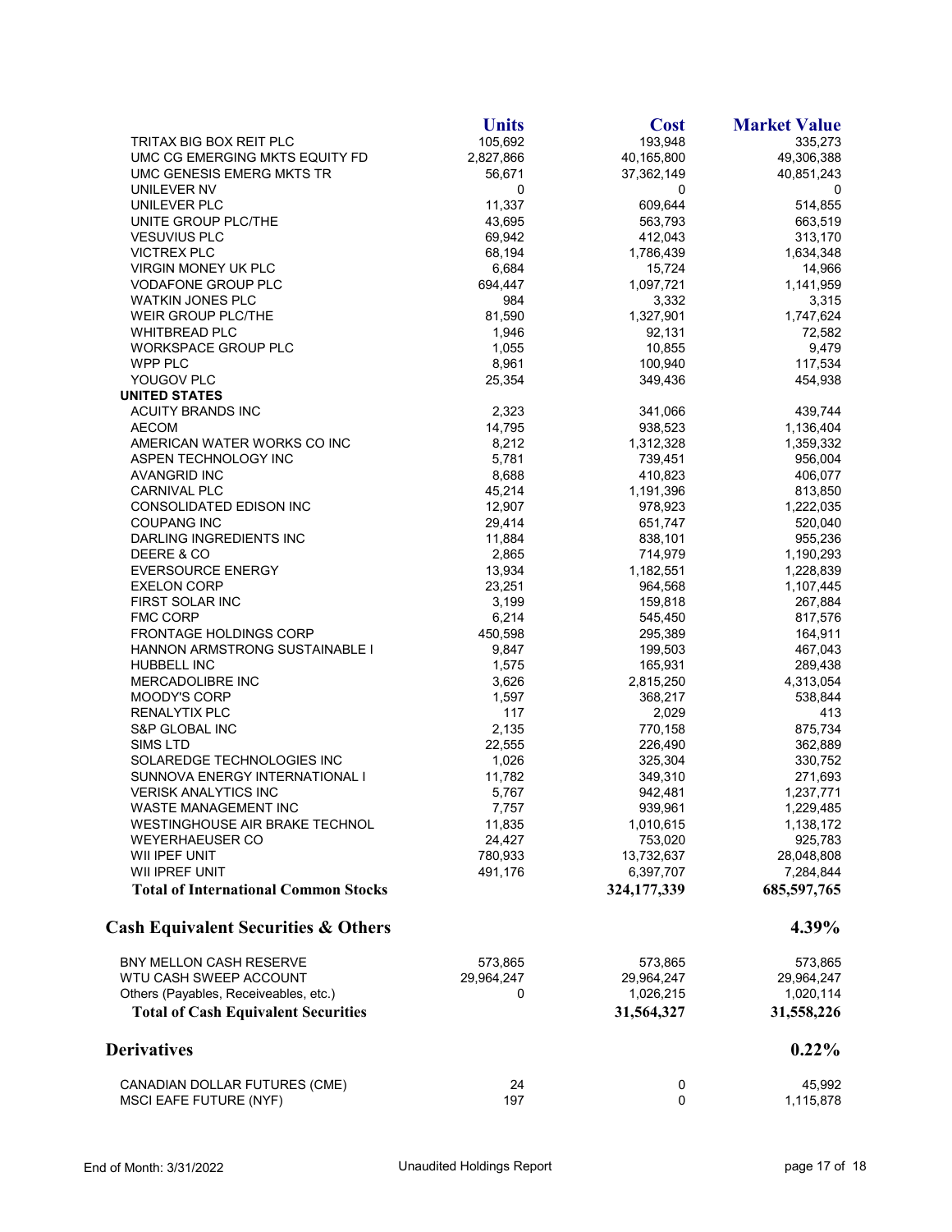| | Units | Cost | Market Value |
|---|---|---|---|
| TRITAX BIG BOX REIT PLC | 105,692 | 193,948 | 335,273 |
| UMC CG EMERGING MKTS EQUITY FD | 2,827,866 | 40,165,800 | 49,306,388 |
| UMC GENESIS EMERG MKTS TR | 56,671 | 37,362,149 | 40,851,243 |
| UNILEVER NV | 0 | 0 | 0 |
| UNILEVER PLC | 11,337 | 609,644 | 514,855 |
| UNITE GROUP PLC/THE | 43,695 | 563,793 | 663,519 |
| VESUVIUS PLC | 69,942 | 412,043 | 313,170 |
| VICTREX PLC | 68,194 | 1,786,439 | 1,634,348 |
| VIRGIN MONEY UK PLC | 6,684 | 15,724 | 14,966 |
| VODAFONE GROUP PLC | 694,447 | 1,097,721 | 1,141,959 |
| WATKIN JONES PLC | 984 | 3,332 | 3,315 |
| WEIR GROUP PLC/THE | 81,590 | 1,327,901 | 1,747,624 |
| WHITBREAD PLC | 1,946 | 92,131 | 72,582 |
| WORKSPACE GROUP PLC | 1,055 | 10,855 | 9,479 |
| WPP PLC | 8,961 | 100,940 | 117,534 |
| YOUGOV PLC | 25,354 | 349,436 | 454,938 |
| **UNITED STATES** | | | |
| ACUITY BRANDS INC | 2,323 | 341,066 | 439,744 |
| AECOM | 14,795 | 938,523 | 1,136,404 |
| AMERICAN WATER WORKS CO INC | 8,212 | 1,312,328 | 1,359,332 |
| ASPEN TECHNOLOGY INC | 5,781 | 739,451 | 956,004 |
| AVANGRID INC | 8,688 | 410,823 | 406,077 |
| CARNIVAL PLC | 45,214 | 1,191,396 | 813,850 |
| CONSOLIDATED EDISON INC | 12,907 | 978,923 | 1,222,035 |
| COUPANG INC | 29,414 | 651,747 | 520,040 |
| DARLING INGREDIENTS INC | 11,884 | 838,101 | 955,236 |
| DEERE & CO | 2,865 | 714,979 | 1,190,293 |
| EVERSOURCE ENERGY | 13,934 | 1,182,551 | 1,228,839 |
| EXELON CORP | 23,251 | 964,568 | 1,107,445 |
| FIRST SOLAR INC | 3,199 | 159,818 | 267,884 |
| FMC CORP | 6,214 | 545,450 | 817,576 |
| FRONTAGE HOLDINGS CORP | 450,598 | 295,389 | 164,911 |
| HANNON ARMSTRONG SUSTAINABLE I | 9,847 | 199,503 | 467,043 |
| HUBBELL INC | 1,575 | 165,931 | 289,438 |
| MERCADOLIBRE INC | 3,626 | 2,815,250 | 4,313,054 |
| MOODY'S CORP | 1,597 | 368,217 | 538,844 |
| RENALYTIX PLC | 117 | 2,029 | 413 |
| S&P GLOBAL INC | 2,135 | 770,158 | 875,734 |
| SIMS LTD | 22,555 | 226,490 | 362,889 |
| SOLAREDGE TECHNOLOGIES INC | 1,026 | 325,304 | 330,752 |
| SUNNOVA ENERGY INTERNATIONAL I | 11,782 | 349,310 | 271,693 |
| VERISK ANALYTICS INC | 5,767 | 942,481 | 1,237,771 |
| WASTE MANAGEMENT INC | 7,757 | 939,961 | 1,229,485 |
| WESTINGHOUSE AIR BRAKE TECHNOL | 11,835 | 1,010,615 | 1,138,172 |
| WEYERHAEUSER CO | 24,427 | 753,020 | 925,783 |
| WII IPEF UNIT | 780,933 | 13,732,637 | 28,048,808 |
| WII IPREF UNIT | 491,176 | 6,397,707 | 7,284,844 |
| **Total of International Common Stocks** | | **324,177,339** | **685,597,765** |

## Cash Equivalent Securities & Others — 4.39%

| | Units | Cost | Market Value |
|---|---|---|---|
| BNY MELLON CASH RESERVE | 573,865 | 573,865 | 573,865 |
| WTU CASH SWEEP ACCOUNT | 29,964,247 | 29,964,247 | 29,964,247 |
| Others (Payables, Receiveables, etc.) | 0 | 1,026,215 | 1,020,114 |
| **Total of Cash Equivalent Securities** | | **31,564,327** | **31,558,226** |

## Derivatives — 0.22%

| | Units | Cost | Market Value |
|---|---|---|---|
| CANADIAN DOLLAR FUTURES (CME) | 24 | 0 | 45,992 |
| MSCI EAFE FUTURE (NYF) | 197 | 0 | 1,115,878 |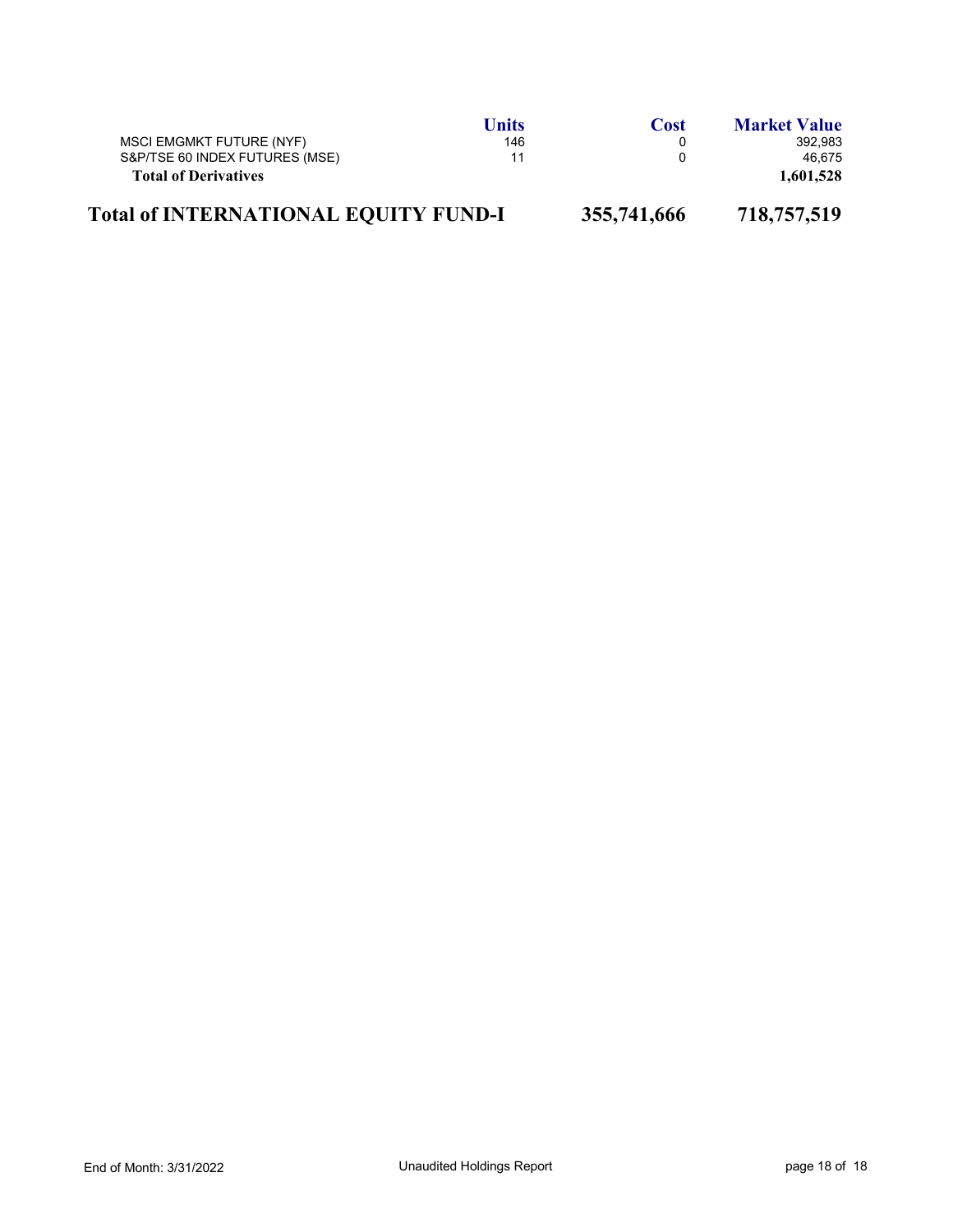| | Units | Cost | Market Value |
|---|---|---|---|
| MSCI EMGMKT FUTURE (NYF) | 146 | 0 | 392,983 |
| S&P/TSE 60 INDEX FUTURES (MSE) | 11 | 0 | 46,675 |
| **Total of Derivatives** | | | **1,601,528** |
| **Total of INTERNATIONAL EQUITY FUND-I** | | **355,741,666** | **718,757,519** |

End of Month: 3/31/2022

Unaudited Holdings Report